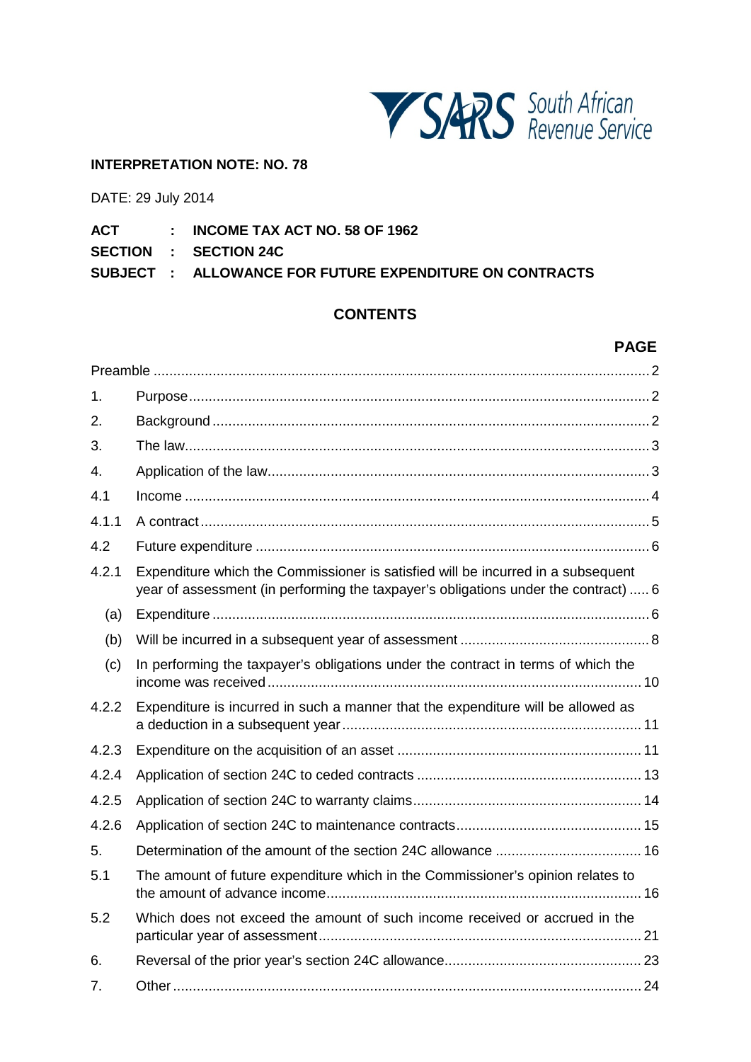South African Revenue Service

**INTERPRETATION NOTE: NO. 78**

DATE: 29 July 2014

**ACT : INCOME TAX ACT NO. 58 OF 1962**
**SECTION : SECTION 24C**
**SUBJECT : ALLOWANCE FOR FUTURE EXPENDITURE ON CONTRACTS**

## CONTENTS

| | | **PAGE** |
|---|---|---|
| Preamble | | 2 |
| 1. | Purpose | 2 |
| 2. | Background | 2 |
| 3. | The law | 3 |
| 4. | Application of the law | 3 |
| 4.1 | Income | 4 |
| 4.1.1 | A contract | 5 |
| 4.2 | Future expenditure | 6 |
| 4.2.1 | Expenditure which the Commissioner is satisfied will be incurred in a subsequent year of assessment (in performing the taxpayer's obligations under the contract) | 6 |
| (a) | Expenditure | 6 |
| (b) | Will be incurred in a subsequent year of assessment | 8 |
| (c) | In performing the taxpayer's obligations under the contract in terms of which the income was received | 10 |
| 4.2.2 | Expenditure is incurred in such a manner that the expenditure will be allowed as a deduction in a subsequent year | 11 |
| 4.2.3 | Expenditure on the acquisition of an asset | 11 |
| 4.2.4 | Application of section 24C to ceded contracts | 13 |
| 4.2.5 | Application of section 24C to warranty claims | 14 |
| 4.2.6 | Application of section 24C to maintenance contracts | 15 |
| 5. | Determination of the amount of the section 24C allowance | 16 |
| 5.1 | The amount of future expenditure which in the Commissioner's opinion relates to the amount of advance income | 16 |
| 5.2 | Which does not exceed the amount of such income received or accrued in the particular year of assessment | 21 |
| 6. | Reversal of the prior year's section 24C allowance | 23 |
| 7. | Other | 24 |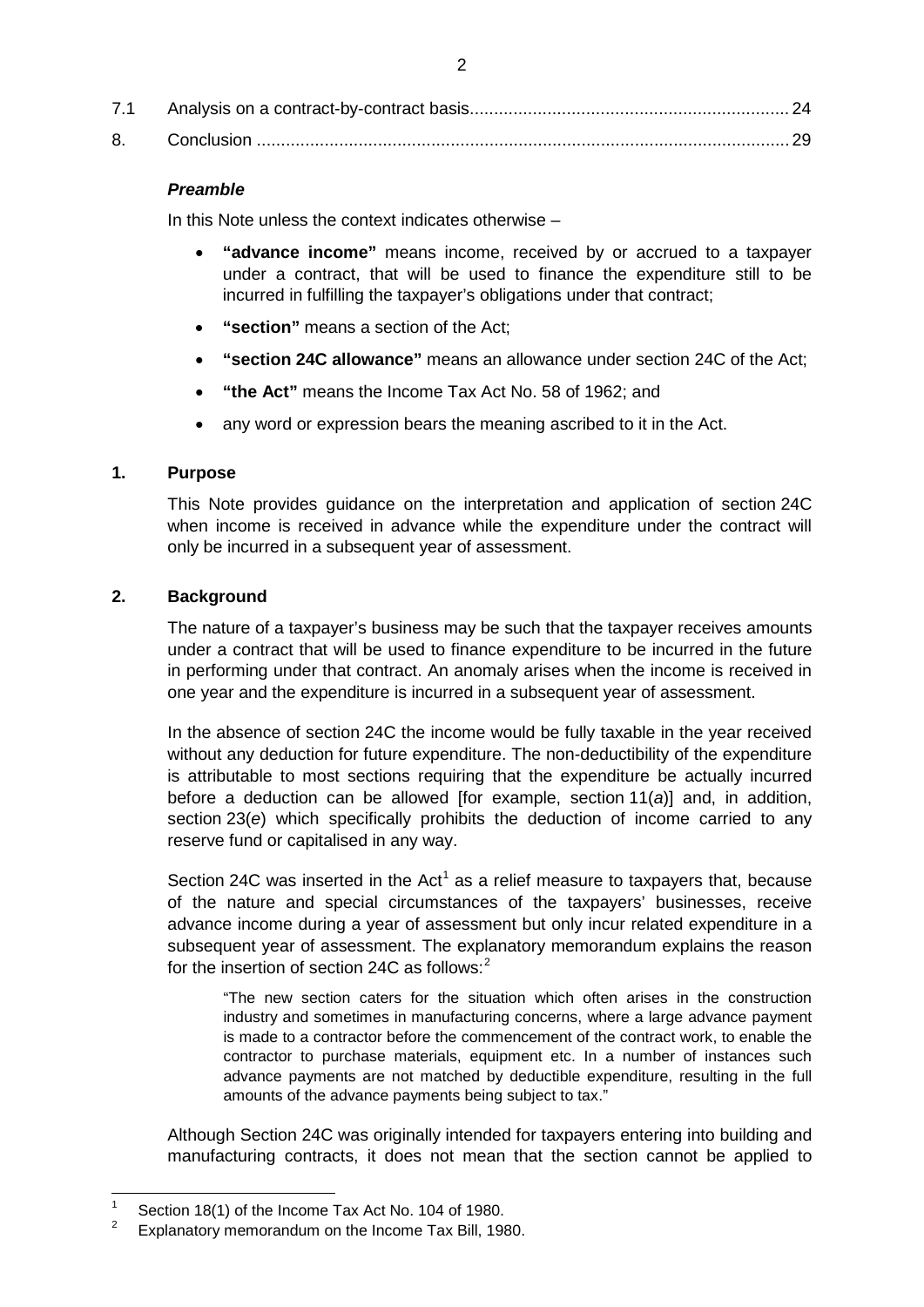| | | |
|---|---|---|
| 7.1 | Analysis on a contract-by-contract basis | 24 |
| 8. | Conclusion | 29 |

### *Preamble*

In this Note unless the context indicates otherwise –

- **"advance income"** means income, received by or accrued to a taxpayer under a contract, that will be used to finance the expenditure still to be incurred in fulfilling the taxpayer's obligations under that contract;
- **"section"** means a section of the Act;
- **"section 24C allowance"** means an allowance under section 24C of the Act;
- **"the Act"** means the Income Tax Act No. 58 of 1962; and
- any word or expression bears the meaning ascribed to it in the Act.

## 1. Purpose

This Note provides guidance on the interpretation and application of section 24C when income is received in advance while the expenditure under the contract will only be incurred in a subsequent year of assessment.

## 2. Background

The nature of a taxpayer's business may be such that the taxpayer receives amounts under a contract that will be used to finance expenditure to be incurred in the future in performing under that contract. An anomaly arises when the income is received in one year and the expenditure is incurred in a subsequent year of assessment.

In the absence of section 24C the income would be fully taxable in the year received without any deduction for future expenditure. The non-deductibility of the expenditure is attributable to most sections requiring that the expenditure be actually incurred before a deduction can be allowed [for example, section 11(*a*)] and, in addition, section 23(*e*) which specifically prohibits the deduction of income carried to any reserve fund or capitalised in any way.

Section 24C was inserted in the Act[1] as a relief measure to taxpayers that, because of the nature and special circumstances of the taxpayers' businesses, receive advance income during a year of assessment but only incur related expenditure in a subsequent year of assessment. The explanatory memorandum explains the reason for the insertion of section 24C as follows:[2]

> "The new section caters for the situation which often arises in the construction industry and sometimes in manufacturing concerns, where a large advance payment is made to a contractor before the commencement of the contract work, to enable the contractor to purchase materials, equipment etc. In a number of instances such advance payments are not matched by deductible expenditure, resulting in the full amounts of the advance payments being subject to tax."

Although Section 24C was originally intended for taxpayers entering into building and manufacturing contracts, it does not mean that the section cannot be applied to

---

[1] Section 18(1) of the Income Tax Act No. 104 of 1980.

[2] Explanatory memorandum on the Income Tax Bill, 1980.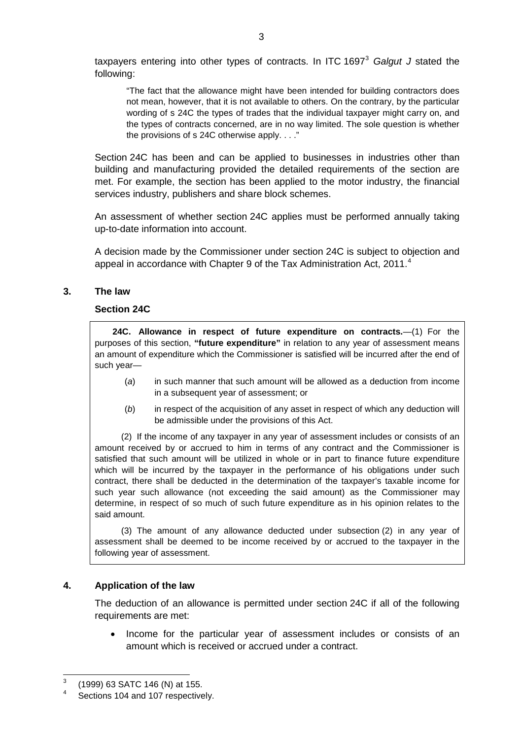taxpayers entering into other types of contracts. In ITC 1697[3] *Galgut J* stated the following:

> "The fact that the allowance might have been intended for building contractors does not mean, however, that it is not available to others. On the contrary, by the particular wording of s 24C the types of trades that the individual taxpayer might carry on, and the types of contracts concerned, are in no way limited. The sole question is whether the provisions of s 24C otherwise apply. . . ."

Section 24C has been and can be applied to businesses in industries other than building and manufacturing provided the detailed requirements of the section are met. For example, the section has been applied to the motor industry, the financial services industry, publishers and share block schemes.

An assessment of whether section 24C applies must be performed annually taking up-to-date information into account.

A decision made by the Commissioner under section 24C is subject to objection and appeal in accordance with Chapter 9 of the Tax Administration Act, 2011.[4]

## 3. The law

### Section 24C

> **24C. Allowance in respect of future expenditure on contracts.**—(1) For the purposes of this section, **"future expenditure"** in relation to any year of assessment means an amount of expenditure which the Commissioner is satisfied will be incurred after the end of such year—
>
> (*a*) in such manner that such amount will be allowed as a deduction from income in a subsequent year of assessment; or
>
> (*b*) in respect of the acquisition of any asset in respect of which any deduction will be admissible under the provisions of this Act.
>
> (2) If the income of any taxpayer in any year of assessment includes or consists of an amount received by or accrued to him in terms of any contract and the Commissioner is satisfied that such amount will be utilized in whole or in part to finance future expenditure which will be incurred by the taxpayer in the performance of his obligations under such contract, there shall be deducted in the determination of the taxpayer's taxable income for such year such allowance (not exceeding the said amount) as the Commissioner may determine, in respect of so much of such future expenditure as in his opinion relates to the said amount.
>
> (3) The amount of any allowance deducted under subsection (2) in any year of assessment shall be deemed to be income received by or accrued to the taxpayer in the following year of assessment.

## 4. Application of the law

The deduction of an allowance is permitted under section 24C if all of the following requirements are met:

- Income for the particular year of assessment includes or consists of an amount which is received or accrued under a contract.

---

[3] (1999) 63 SATC 146 (N) at 155.

[4] Sections 104 and 107 respectively.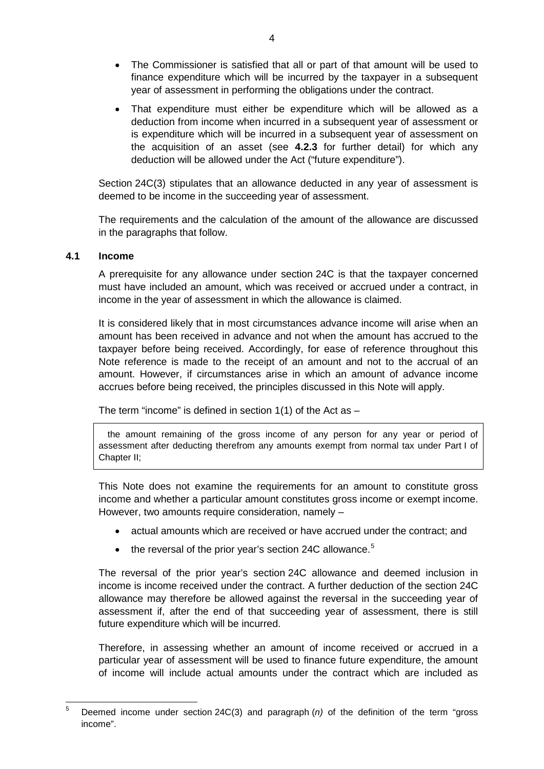- The Commissioner is satisfied that all or part of that amount will be used to finance expenditure which will be incurred by the taxpayer in a subsequent year of assessment in performing the obligations under the contract.
- That expenditure must either be expenditure which will be allowed as a deduction from income when incurred in a subsequent year of assessment or is expenditure which will be incurred in a subsequent year of assessment on the acquisition of an asset (see **4.2.3** for further detail) for which any deduction will be allowed under the Act ("future expenditure").

Section 24C(3) stipulates that an allowance deducted in any year of assessment is deemed to be income in the succeeding year of assessment.

The requirements and the calculation of the amount of the allowance are discussed in the paragraphs that follow.

### 4.1 Income

A prerequisite for any allowance under section 24C is that the taxpayer concerned must have included an amount, which was received or accrued under a contract, in income in the year of assessment in which the allowance is claimed.

It is considered likely that in most circumstances advance income will arise when an amount has been received in advance and not when the amount has accrued to the taxpayer before being received. Accordingly, for ease of reference throughout this Note reference is made to the receipt of an amount and not to the accrual of an amount. However, if circumstances arise in which an amount of advance income accrues before being received, the principles discussed in this Note will apply.

The term "income" is defined in section 1(1) of the Act as –

> the amount remaining of the gross income of any person for any year or period of assessment after deducting therefrom any amounts exempt from normal tax under Part I of Chapter II;

This Note does not examine the requirements for an amount to constitute gross income and whether a particular amount constitutes gross income or exempt income. However, two amounts require consideration, namely –

- actual amounts which are received or have accrued under the contract; and
- the reversal of the prior year's section 24C allowance.[5]

The reversal of the prior year's section 24C allowance and deemed inclusion in income is income received under the contract. A further deduction of the section 24C allowance may therefore be allowed against the reversal in the succeeding year of assessment if, after the end of that succeeding year of assessment, there is still future expenditure which will be incurred.

Therefore, in assessing whether an amount of income received or accrued in a particular year of assessment will be used to finance future expenditure, the amount of income will include actual amounts under the contract which are included as

[5] Deemed income under section 24C(3) and paragraph *(n)* of the definition of the term "gross income".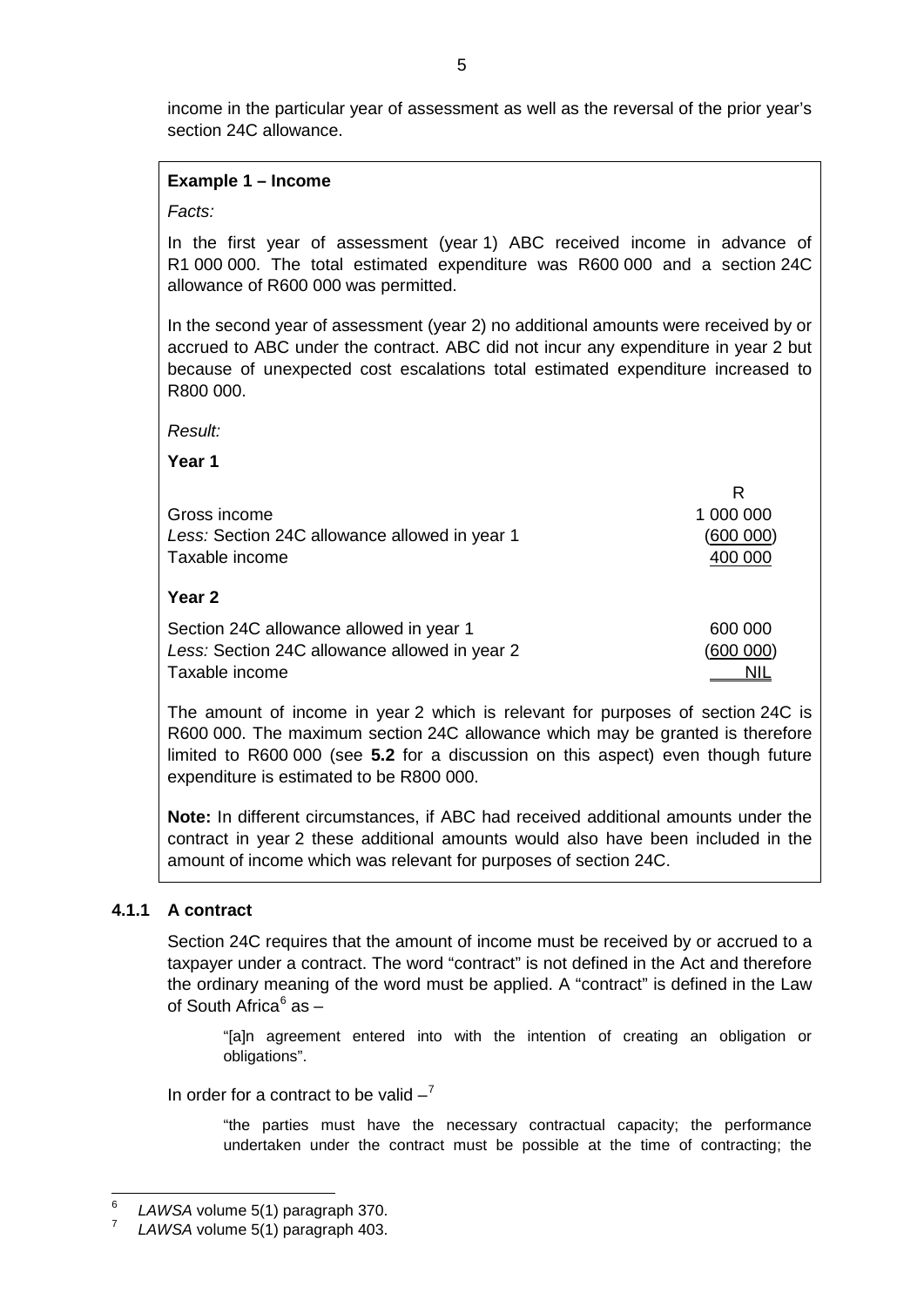income in the particular year of assessment as well as the reversal of the prior year's section 24C allowance.

**Example 1 – Income**

*Facts:*

In the first year of assessment (year 1) ABC received income in advance of R1 000 000. The total estimated expenditure was R600 000 and a section 24C allowance of R600 000 was permitted.

In the second year of assessment (year 2) no additional amounts were received by or accrued to ABC under the contract. ABC did not incur any expenditure in year 2 but because of unexpected cost escalations total estimated expenditure increased to R800 000.

*Result:*

**Year 1**

| | R |
|---|---|
| Gross income | 1 000 000 |
| *Less:* Section 24C allowance allowed in year 1 | (600 000) |
| Taxable income | 400 000 |

**Year 2**

| | |
|---|---|
| Section 24C allowance allowed in year 1 | 600 000 |
| *Less:* Section 24C allowance allowed in year 2 | (600 000) |
| Taxable income | NIL |

The amount of income in year 2 which is relevant for purposes of section 24C is R600 000. The maximum section 24C allowance which may be granted is therefore limited to R600 000 (see **5.2** for a discussion on this aspect) even though future expenditure is estimated to be R800 000.

**Note:** In different circumstances, if ABC had received additional amounts under the contract in year 2 these additional amounts would also have been included in the amount of income which was relevant for purposes of section 24C.

### 4.1.1 A contract

Section 24C requires that the amount of income must be received by or accrued to a taxpayer under a contract. The word "contract" is not defined in the Act and therefore the ordinary meaning of the word must be applied. A "contract" is defined in the Law of South Africa[6] as –

> "[a]n agreement entered into with the intention of creating an obligation or obligations".

In order for a contract to be valid –[7]

> "the parties must have the necessary contractual capacity; the performance undertaken under the contract must be possible at the time of contracting; the

[6] *LAWSA* volume 5(1) paragraph 370.

[7] *LAWSA* volume 5(1) paragraph 403.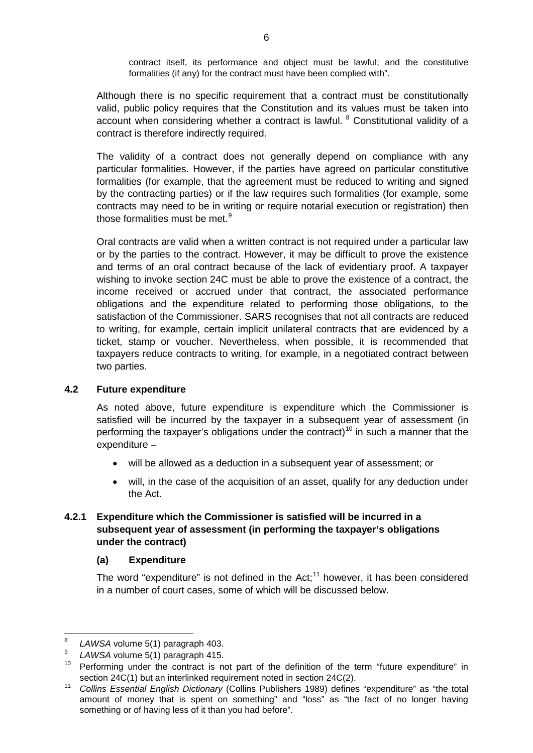contract itself, its performance and object must be lawful; and the constitutive formalities (if any) for the contract must have been complied with".

Although there is no specific requirement that a contract must be constitutionally valid, public policy requires that the Constitution and its values must be taken into account when considering whether a contract is lawful. [8] Constitutional validity of a contract is therefore indirectly required.

The validity of a contract does not generally depend on compliance with any particular formalities. However, if the parties have agreed on particular constitutive formalities (for example, that the agreement must be reduced to writing and signed by the contracting parties) or if the law requires such formalities (for example, some contracts may need to be in writing or require notarial execution or registration) then those formalities must be met.[9]

Oral contracts are valid when a written contract is not required under a particular law or by the parties to the contract. However, it may be difficult to prove the existence and terms of an oral contract because of the lack of evidentiary proof. A taxpayer wishing to invoke section 24C must be able to prove the existence of a contract, the income received or accrued under that contract, the associated performance obligations and the expenditure related to performing those obligations, to the satisfaction of the Commissioner. SARS recognises that not all contracts are reduced to writing, for example, certain implicit unilateral contracts that are evidenced by a ticket, stamp or voucher. Nevertheless, when possible, it is recommended that taxpayers reduce contracts to writing, for example, in a negotiated contract between two parties.

### 4.2 Future expenditure

As noted above, future expenditure is expenditure which the Commissioner is satisfied will be incurred by the taxpayer in a subsequent year of assessment (in performing the taxpayer's obligations under the contract)[10] in such a manner that the expenditure –

- will be allowed as a deduction in a subsequent year of assessment; or
- will, in the case of the acquisition of an asset, qualify for any deduction under the Act.

#### 4.2.1 Expenditure which the Commissioner is satisfied will be incurred in a subsequent year of assessment (in performing the taxpayer's obligations under the contract)

**(a) Expenditure**

The word "expenditure" is not defined in the Act;[11] however, it has been considered in a number of court cases, some of which will be discussed below.

---

[8] *LAWSA* volume 5(1) paragraph 403.

[9] *LAWSA* volume 5(1) paragraph 415.

[10] Performing under the contract is not part of the definition of the term "future expenditure" in section 24C(1) but an interlinked requirement noted in section 24C(2).

[11] *Collins Essential English Dictionary* (Collins Publishers 1989) defines "expenditure" as "the total amount of money that is spent on something" and "loss" as "the fact of no longer having something or of having less of it than you had before".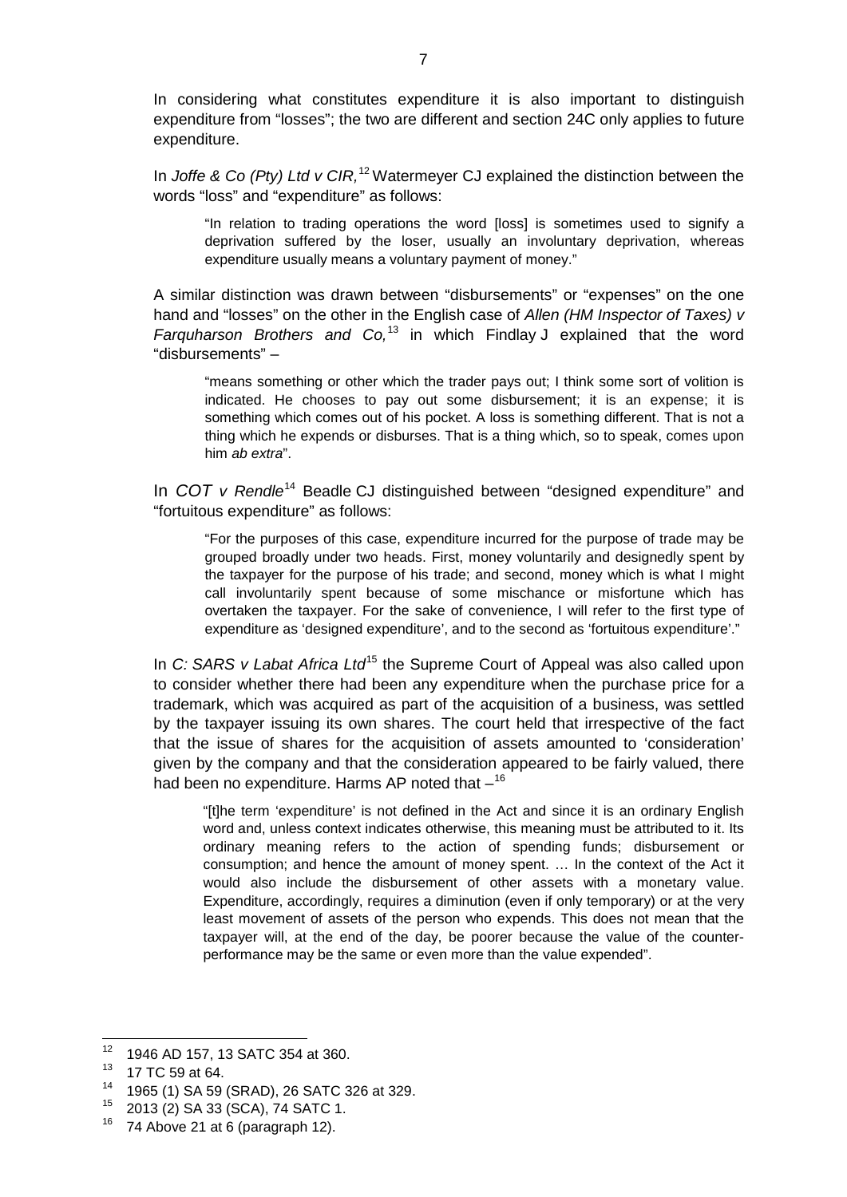In considering what constitutes expenditure it is also important to distinguish expenditure from "losses"; the two are different and section 24C only applies to future expenditure.

In *Joffe & Co (Pty) Ltd v CIR,*[12] Watermeyer CJ explained the distinction between the words "loss" and "expenditure" as follows:

> "In relation to trading operations the word [loss] is sometimes used to signify a deprivation suffered by the loser, usually an involuntary deprivation, whereas expenditure usually means a voluntary payment of money."

A similar distinction was drawn between "disbursements" or "expenses" on the one hand and "losses" on the other in the English case of *Allen (HM Inspector of Taxes) v Farquharson Brothers and Co,*[13] in which Findlay J explained that the word "disbursements" –

> "means something or other which the trader pays out; I think some sort of volition is indicated. He chooses to pay out some disbursement; it is an expense; it is something which comes out of his pocket. A loss is something different. That is not a thing which he expends or disburses. That is a thing which, so to speak, comes upon him *ab extra*".

In *COT v Rendle*[14] Beadle CJ distinguished between "designed expenditure" and "fortuitous expenditure" as follows:

> "For the purposes of this case, expenditure incurred for the purpose of trade may be grouped broadly under two heads. First, money voluntarily and designedly spent by the taxpayer for the purpose of his trade; and second, money which is what I might call involuntarily spent because of some mischance or misfortune which has overtaken the taxpayer. For the sake of convenience, I will refer to the first type of expenditure as 'designed expenditure', and to the second as 'fortuitous expenditure'."

In *C: SARS v Labat Africa Ltd*[15] the Supreme Court of Appeal was also called upon to consider whether there had been any expenditure when the purchase price for a trademark, which was acquired as part of the acquisition of a business, was settled by the taxpayer issuing its own shares. The court held that irrespective of the fact that the issue of shares for the acquisition of assets amounted to 'consideration' given by the company and that the consideration appeared to be fairly valued, there had been no expenditure. Harms AP noted that –[16]

> "[t]he term 'expenditure' is not defined in the Act and since it is an ordinary English word and, unless context indicates otherwise, this meaning must be attributed to it. Its ordinary meaning refers to the action of spending funds; disbursement or consumption; and hence the amount of money spent. … In the context of the Act it would also include the disbursement of other assets with a monetary value. Expenditure, accordingly, requires a diminution (even if only temporary) or at the very least movement of assets of the person who expends. This does not mean that the taxpayer will, at the end of the day, be poorer because the value of the counter-performance may be the same or even more than the value expended".

---

[12] 1946 AD 157, 13 SATC 354 at 360.

[13] 17 TC 59 at 64.

[14] 1965 (1) SA 59 (SRAD), 26 SATC 326 at 329.

[15] 2013 (2) SA 33 (SCA), 74 SATC 1.

[16] 74 Above 21 at 6 (paragraph 12).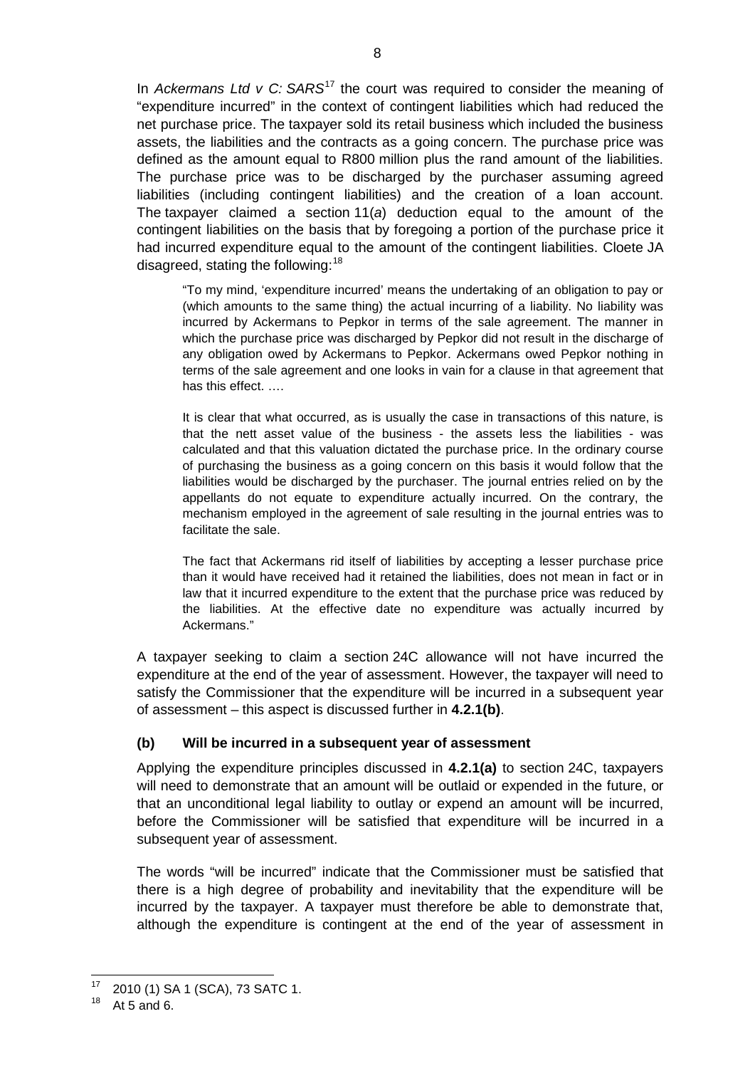In *Ackermans Ltd v C: SARS*[17] the court was required to consider the meaning of "expenditure incurred" in the context of contingent liabilities which had reduced the net purchase price. The taxpayer sold its retail business which included the business assets, the liabilities and the contracts as a going concern. The purchase price was defined as the amount equal to R800 million plus the rand amount of the liabilities. The purchase price was to be discharged by the purchaser assuming agreed liabilities (including contingent liabilities) and the creation of a loan account. The taxpayer claimed a section 11(*a*) deduction equal to the amount of the contingent liabilities on the basis that by foregoing a portion of the purchase price it had incurred expenditure equal to the amount of the contingent liabilities. Cloete JA disagreed, stating the following:[18]

> "To my mind, 'expenditure incurred' means the undertaking of an obligation to pay or (which amounts to the same thing) the actual incurring of a liability. No liability was incurred by Ackermans to Pepkor in terms of the sale agreement. The manner in which the purchase price was discharged by Pepkor did not result in the discharge of any obligation owed by Ackermans to Pepkor. Ackermans owed Pepkor nothing in terms of the sale agreement and one looks in vain for a clause in that agreement that has this effect. ….
>
> It is clear that what occurred, as is usually the case in transactions of this nature, is that the nett asset value of the business - the assets less the liabilities - was calculated and that this valuation dictated the purchase price. In the ordinary course of purchasing the business as a going concern on this basis it would follow that the liabilities would be discharged by the purchaser. The journal entries relied on by the appellants do not equate to expenditure actually incurred. On the contrary, the mechanism employed in the agreement of sale resulting in the journal entries was to facilitate the sale.
>
> The fact that Ackermans rid itself of liabilities by accepting a lesser purchase price than it would have received had it retained the liabilities, does not mean in fact or in law that it incurred expenditure to the extent that the purchase price was reduced by the liabilities. At the effective date no expenditure was actually incurred by Ackermans."

A taxpayer seeking to claim a section 24C allowance will not have incurred the expenditure at the end of the year of assessment. However, the taxpayer will need to satisfy the Commissioner that the expenditure will be incurred in a subsequent year of assessment – this aspect is discussed further in **4.2.1(b)**.

### (b) Will be incurred in a subsequent year of assessment

Applying the expenditure principles discussed in **4.2.1(a)** to section 24C, taxpayers will need to demonstrate that an amount will be outlaid or expended in the future, or that an unconditional legal liability to outlay or expend an amount will be incurred, before the Commissioner will be satisfied that expenditure will be incurred in a subsequent year of assessment.

The words "will be incurred" indicate that the Commissioner must be satisfied that there is a high degree of probability and inevitability that the expenditure will be incurred by the taxpayer. A taxpayer must therefore be able to demonstrate that, although the expenditure is contingent at the end of the year of assessment in

---

[17] 2010 (1) SA 1 (SCA), 73 SATC 1.

[18] At 5 and 6.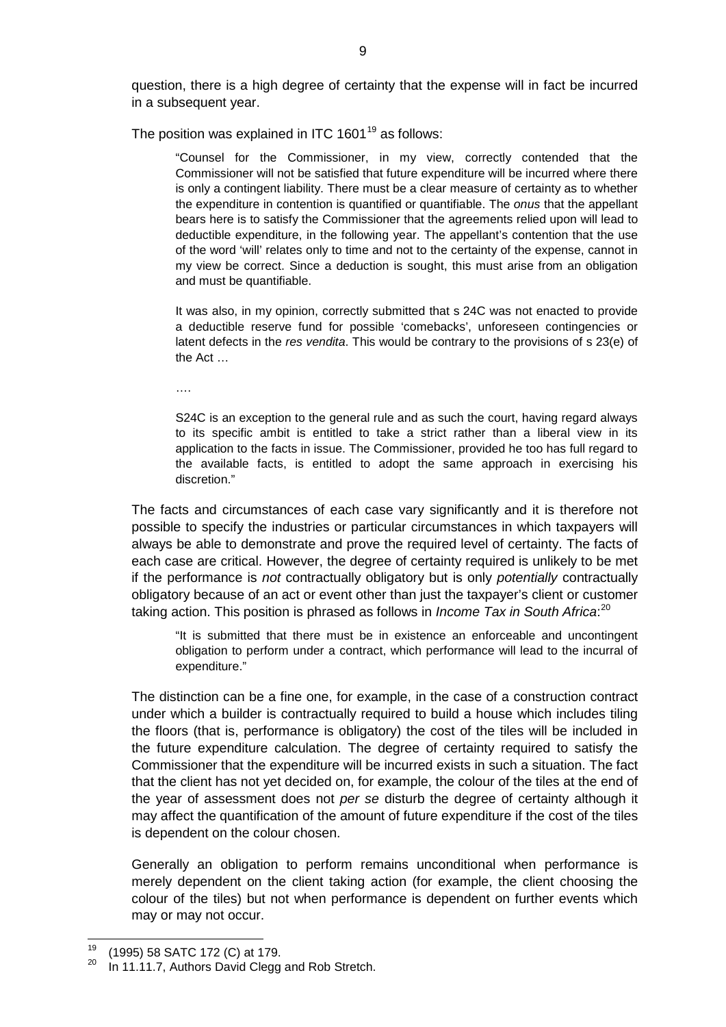question, there is a high degree of certainty that the expense will in fact be incurred in a subsequent year.

The position was explained in ITC 1601[19] as follows:

> "Counsel for the Commissioner, in my view, correctly contended that the Commissioner will not be satisfied that future expenditure will be incurred where there is only a contingent liability. There must be a clear measure of certainty as to whether the expenditure in contention is quantified or quantifiable. The *onus* that the appellant bears here is to satisfy the Commissioner that the agreements relied upon will lead to deductible expenditure, in the following year. The appellant's contention that the use of the word 'will' relates only to time and not to the certainty of the expense, cannot in my view be correct. Since a deduction is sought, this must arise from an obligation and must be quantifiable.
>
> It was also, in my opinion, correctly submitted that s 24C was not enacted to provide a deductible reserve fund for possible 'comebacks', unforeseen contingencies or latent defects in the *res vendita*. This would be contrary to the provisions of s 23(e) of the Act …
>
> ….
>
> S24C is an exception to the general rule and as such the court, having regard always to its specific ambit is entitled to take a strict rather than a liberal view in its application to the facts in issue. The Commissioner, provided he too has full regard to the available facts, is entitled to adopt the same approach in exercising his discretion."

The facts and circumstances of each case vary significantly and it is therefore not possible to specify the industries or particular circumstances in which taxpayers will always be able to demonstrate and prove the required level of certainty. The facts of each case are critical. However, the degree of certainty required is unlikely to be met if the performance is *not* contractually obligatory but is only *potentially* contractually obligatory because of an act or event other than just the taxpayer's client or customer taking action. This position is phrased as follows in *Income Tax in South Africa*:[20]

> "It is submitted that there must be in existence an enforceable and uncontingent obligation to perform under a contract, which performance will lead to the incurral of expenditure."

The distinction can be a fine one, for example, in the case of a construction contract under which a builder is contractually required to build a house which includes tiling the floors (that is, performance is obligatory) the cost of the tiles will be included in the future expenditure calculation. The degree of certainty required to satisfy the Commissioner that the expenditure will be incurred exists in such a situation. The fact that the client has not yet decided on, for example, the colour of the tiles at the end of the year of assessment does not *per se* disturb the degree of certainty although it may affect the quantification of the amount of future expenditure if the cost of the tiles is dependent on the colour chosen.

Generally an obligation to perform remains unconditional when performance is merely dependent on the client taking action (for example, the client choosing the colour of the tiles) but not when performance is dependent on further events which may or may not occur.

---

[19] (1995) 58 SATC 172 (C) at 179.

[20] In 11.11.7, Authors David Clegg and Rob Stretch.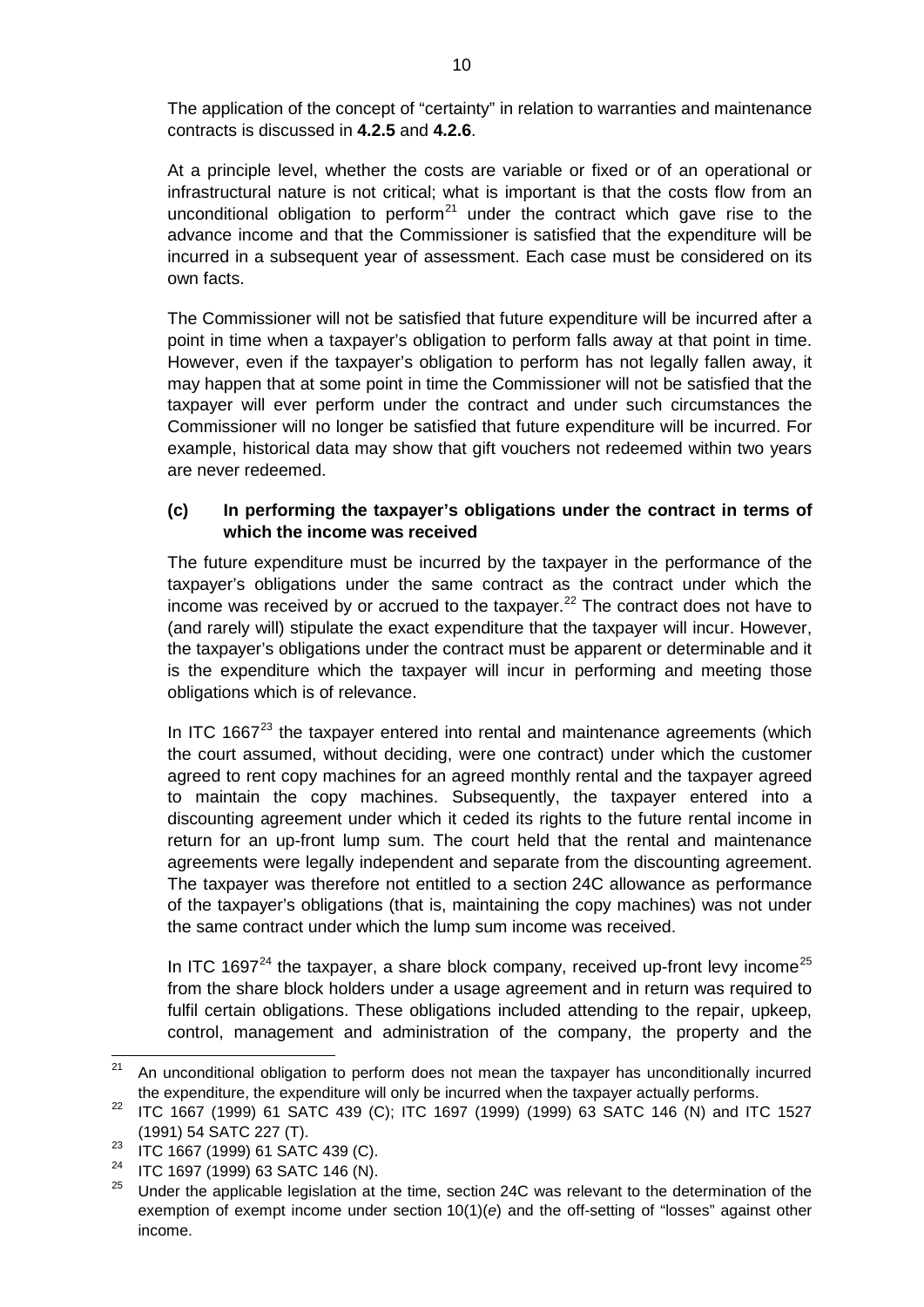The application of the concept of "certainty" in relation to warranties and maintenance contracts is discussed in **4.2.5** and **4.2.6**.

At a principle level, whether the costs are variable or fixed or of an operational or infrastructural nature is not critical; what is important is that the costs flow from an unconditional obligation to perform[21] under the contract which gave rise to the advance income and that the Commissioner is satisfied that the expenditure will be incurred in a subsequent year of assessment. Each case must be considered on its own facts.

The Commissioner will not be satisfied that future expenditure will be incurred after a point in time when a taxpayer's obligation to perform falls away at that point in time. However, even if the taxpayer's obligation to perform has not legally fallen away, it may happen that at some point in time the Commissioner will not be satisfied that the taxpayer will ever perform under the contract and under such circumstances the Commissioner will no longer be satisfied that future expenditure will be incurred. For example, historical data may show that gift vouchers not redeemed within two years are never redeemed.

**(c) In performing the taxpayer's obligations under the contract in terms of which the income was received**

The future expenditure must be incurred by the taxpayer in the performance of the taxpayer's obligations under the same contract as the contract under which the income was received by or accrued to the taxpayer.[22] The contract does not have to (and rarely will) stipulate the exact expenditure that the taxpayer will incur. However, the taxpayer's obligations under the contract must be apparent or determinable and it is the expenditure which the taxpayer will incur in performing and meeting those obligations which is of relevance.

In ITC 1667[23] the taxpayer entered into rental and maintenance agreements (which the court assumed, without deciding, were one contract) under which the customer agreed to rent copy machines for an agreed monthly rental and the taxpayer agreed to maintain the copy machines. Subsequently, the taxpayer entered into a discounting agreement under which it ceded its rights to the future rental income in return for an up-front lump sum. The court held that the rental and maintenance agreements were legally independent and separate from the discounting agreement. The taxpayer was therefore not entitled to a section 24C allowance as performance of the taxpayer's obligations (that is, maintaining the copy machines) was not under the same contract under which the lump sum income was received.

In ITC 1697[24] the taxpayer, a share block company, received up-front levy income[25] from the share block holders under a usage agreement and in return was required to fulfil certain obligations. These obligations included attending to the repair, upkeep, control, management and administration of the company, the property and the

---

[21] An unconditional obligation to perform does not mean the taxpayer has unconditionally incurred the expenditure, the expenditure will only be incurred when the taxpayer actually performs.

[22] ITC 1667 (1999) 61 SATC 439 (C); ITC 1697 (1999) (1999) 63 SATC 146 (N) and ITC 1527 (1991) 54 SATC 227 (T).

[23] ITC 1667 (1999) 61 SATC 439 (C).

[24] ITC 1697 (1999) 63 SATC 146 (N).

[25] Under the applicable legislation at the time, section 24C was relevant to the determination of the exemption of exempt income under section 10(1)(*e*) and the off-setting of "losses" against other income.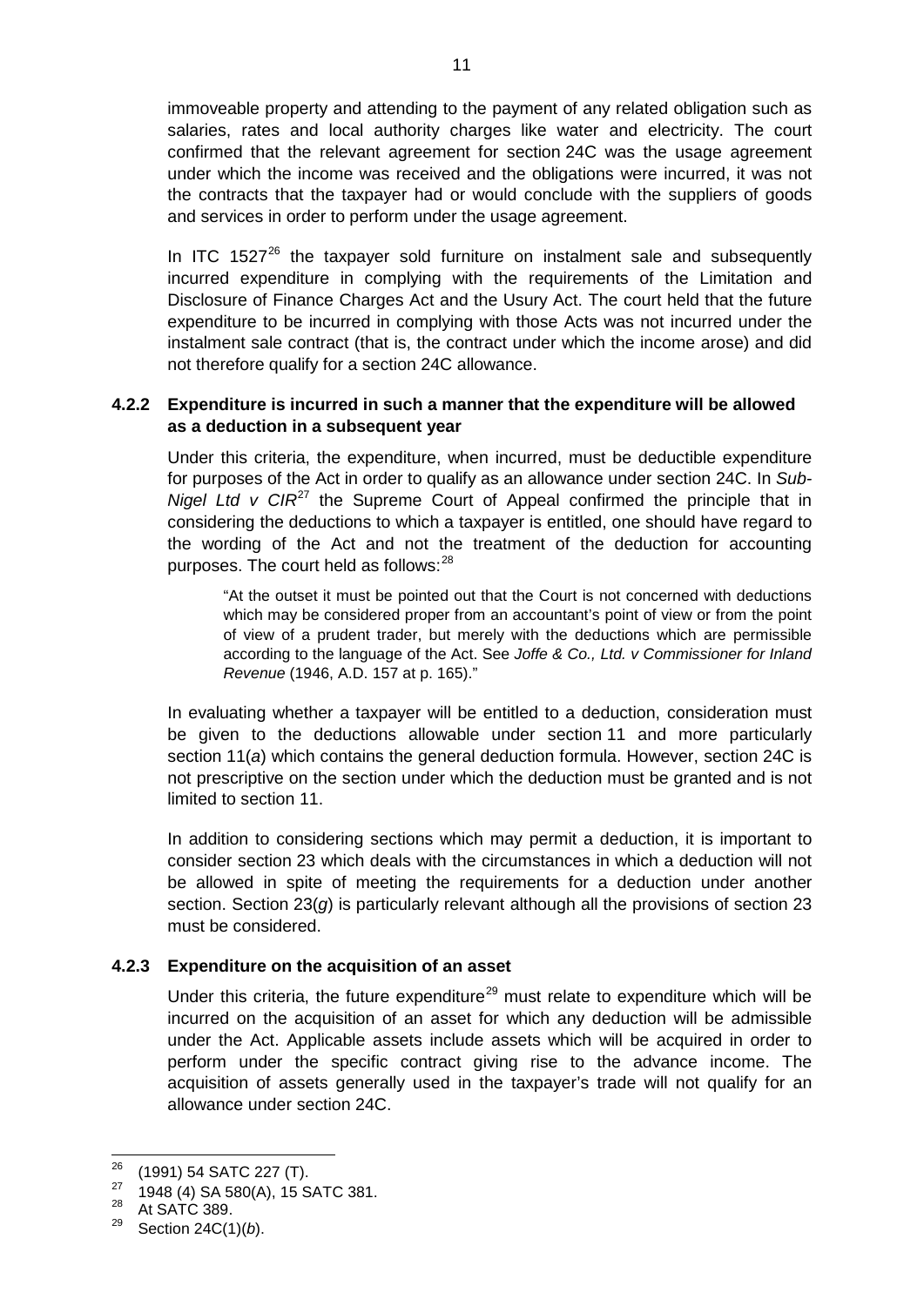immoveable property and attending to the payment of any related obligation such as salaries, rates and local authority charges like water and electricity. The court confirmed that the relevant agreement for section 24C was the usage agreement under which the income was received and the obligations were incurred, it was not the contracts that the taxpayer had or would conclude with the suppliers of goods and services in order to perform under the usage agreement.

In ITC 1527[26] the taxpayer sold furniture on instalment sale and subsequently incurred expenditure in complying with the requirements of the Limitation and Disclosure of Finance Charges Act and the Usury Act. The court held that the future expenditure to be incurred in complying with those Acts was not incurred under the instalment sale contract (that is, the contract under which the income arose) and did not therefore qualify for a section 24C allowance.

#### 4.2.2 Expenditure is incurred in such a manner that the expenditure will be allowed as a deduction in a subsequent year

Under this criteria, the expenditure, when incurred, must be deductible expenditure for purposes of the Act in order to qualify as an allowance under section 24C. In *Sub-Nigel Ltd v CIR*[27] the Supreme Court of Appeal confirmed the principle that in considering the deductions to which a taxpayer is entitled, one should have regard to the wording of the Act and not the treatment of the deduction for accounting purposes. The court held as follows:[28]

> "At the outset it must be pointed out that the Court is not concerned with deductions which may be considered proper from an accountant's point of view or from the point of view of a prudent trader, but merely with the deductions which are permissible according to the language of the Act. See *Joffe & Co., Ltd. v Commissioner for Inland Revenue* (1946, A.D. 157 at p. 165)."

In evaluating whether a taxpayer will be entitled to a deduction, consideration must be given to the deductions allowable under section 11 and more particularly section 11(*a*) which contains the general deduction formula. However, section 24C is not prescriptive on the section under which the deduction must be granted and is not limited to section 11.

In addition to considering sections which may permit a deduction, it is important to consider section 23 which deals with the circumstances in which a deduction will not be allowed in spite of meeting the requirements for a deduction under another section. Section 23(*g*) is particularly relevant although all the provisions of section 23 must be considered.

#### 4.2.3 Expenditure on the acquisition of an asset

Under this criteria, the future expenditure[29] must relate to expenditure which will be incurred on the acquisition of an asset for which any deduction will be admissible under the Act. Applicable assets include assets which will be acquired in order to perform under the specific contract giving rise to the advance income. The acquisition of assets generally used in the taxpayer's trade will not qualify for an allowance under section 24C.

---

[26] (1991) 54 SATC 227 (T).

[27] 1948 (4) SA 580(A), 15 SATC 381.

[28] At SATC 389.

[29] Section 24C(1)(*b*).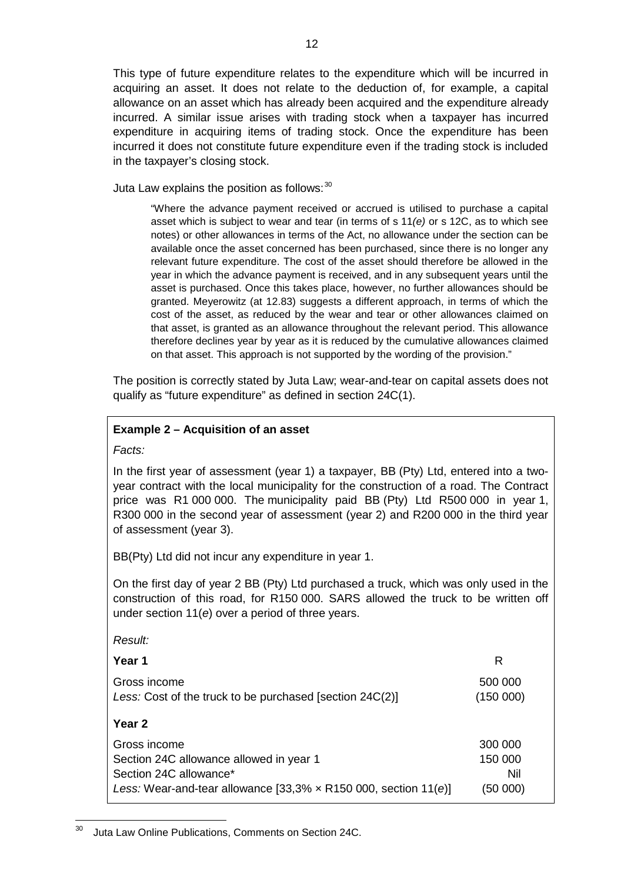This type of future expenditure relates to the expenditure which will be incurred in acquiring an asset. It does not relate to the deduction of, for example, a capital allowance on an asset which has already been acquired and the expenditure already incurred. A similar issue arises with trading stock when a taxpayer has incurred expenditure in acquiring items of trading stock. Once the expenditure has been incurred it does not constitute future expenditure even if the trading stock is included in the taxpayer's closing stock.

Juta Law explains the position as follows:[30]

> "Where the advance payment received or accrued is utilised to purchase a capital asset which is subject to wear and tear (in terms of s 11*(e)* or s 12C, as to which see notes) or other allowances in terms of the Act, no allowance under the section can be available once the asset concerned has been purchased, since there is no longer any relevant future expenditure. The cost of the asset should therefore be allowed in the year in which the advance payment is received, and in any subsequent years until the asset is purchased. Once this takes place, however, no further allowances should be granted. Meyerowitz (at 12.83) suggests a different approach, in terms of which the cost of the asset, as reduced by the wear and tear or other allowances claimed on that asset, is granted as an allowance throughout the relevant period. This allowance therefore declines year by year as it is reduced by the cumulative allowances claimed on that asset. This approach is not supported by the wording of the provision."

The position is correctly stated by Juta Law; wear-and-tear on capital assets does not qualify as "future expenditure" as defined in section 24C(1).

**Example 2 – Acquisition of an asset**

*Facts:*

In the first year of assessment (year 1) a taxpayer, BB (Pty) Ltd, entered into a two-year contract with the local municipality for the construction of a road. The Contract price was R1 000 000. The municipality paid BB (Pty) Ltd R500 000 in year 1, R300 000 in the second year of assessment (year 2) and R200 000 in the third year of assessment (year 3).

BB(Pty) Ltd did not incur any expenditure in year 1.

On the first day of year 2 BB (Pty) Ltd purchased a truck, which was only used in the construction of this road, for R150 000. SARS allowed the truck to be written off under section 11(*e*) over a period of three years.

*Result:*

| **Year 1** | R |
|---|---|
| Gross income | 500 000 |
| *Less:* Cost of the truck to be purchased [section 24C(2)] | (150 000) |
| **Year 2** | |
| Gross income | 300 000 |
| Section 24C allowance allowed in year 1 | 150 000 |
| Section 24C allowance* | Nil |
| *Less:* Wear-and-tear allowance [33,3% × R150 000, section 11(*e*)] | (50 000) |

[30] Juta Law Online Publications, Comments on Section 24C.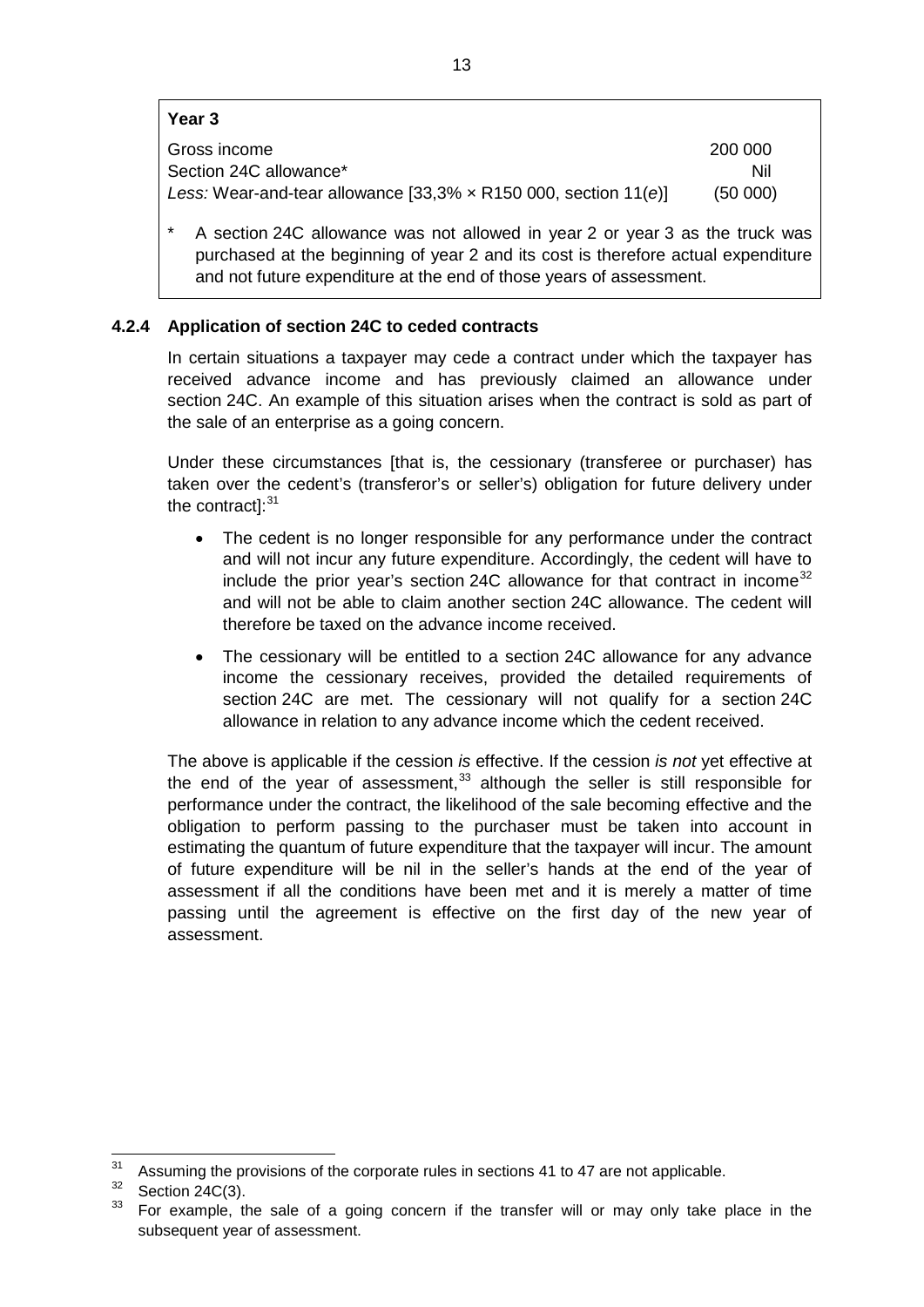**Year 3**

| | |
|---|---|
| Gross income | 200 000 |
| Section 24C allowance* | Nil |
| *Less:* Wear-and-tear allowance [33,3% × R150 000, section 11(*e*)] | (50 000) |

\* A section 24C allowance was not allowed in year 2 or year 3 as the truck was purchased at the beginning of year 2 and its cost is therefore actual expenditure and not future expenditure at the end of those years of assessment.

### 4.2.4 Application of section 24C to ceded contracts

In certain situations a taxpayer may cede a contract under which the taxpayer has received advance income and has previously claimed an allowance under section 24C. An example of this situation arises when the contract is sold as part of the sale of an enterprise as a going concern.

Under these circumstances [that is, the cessionary (transferee or purchaser) has taken over the cedent's (transferor's or seller's) obligation for future delivery under the contract]:[31]

- The cedent is no longer responsible for any performance under the contract and will not incur any future expenditure. Accordingly, the cedent will have to include the prior year's section 24C allowance for that contract in income[32] and will not be able to claim another section 24C allowance. The cedent will therefore be taxed on the advance income received.
- The cessionary will be entitled to a section 24C allowance for any advance income the cessionary receives, provided the detailed requirements of section 24C are met. The cessionary will not qualify for a section 24C allowance in relation to any advance income which the cedent received.

The above is applicable if the cession *is* effective. If the cession *is not* yet effective at the end of the year of assessment,[33] although the seller is still responsible for performance under the contract, the likelihood of the sale becoming effective and the obligation to perform passing to the purchaser must be taken into account in estimating the quantum of future expenditure that the taxpayer will incur. The amount of future expenditure will be nil in the seller's hands at the end of the year of assessment if all the conditions have been met and it is merely a matter of time passing until the agreement is effective on the first day of the new year of assessment.

---

[31] Assuming the provisions of the corporate rules in sections 41 to 47 are not applicable.

[32] Section 24C(3).

[33] For example, the sale of a going concern if the transfer will or may only take place in the subsequent year of assessment.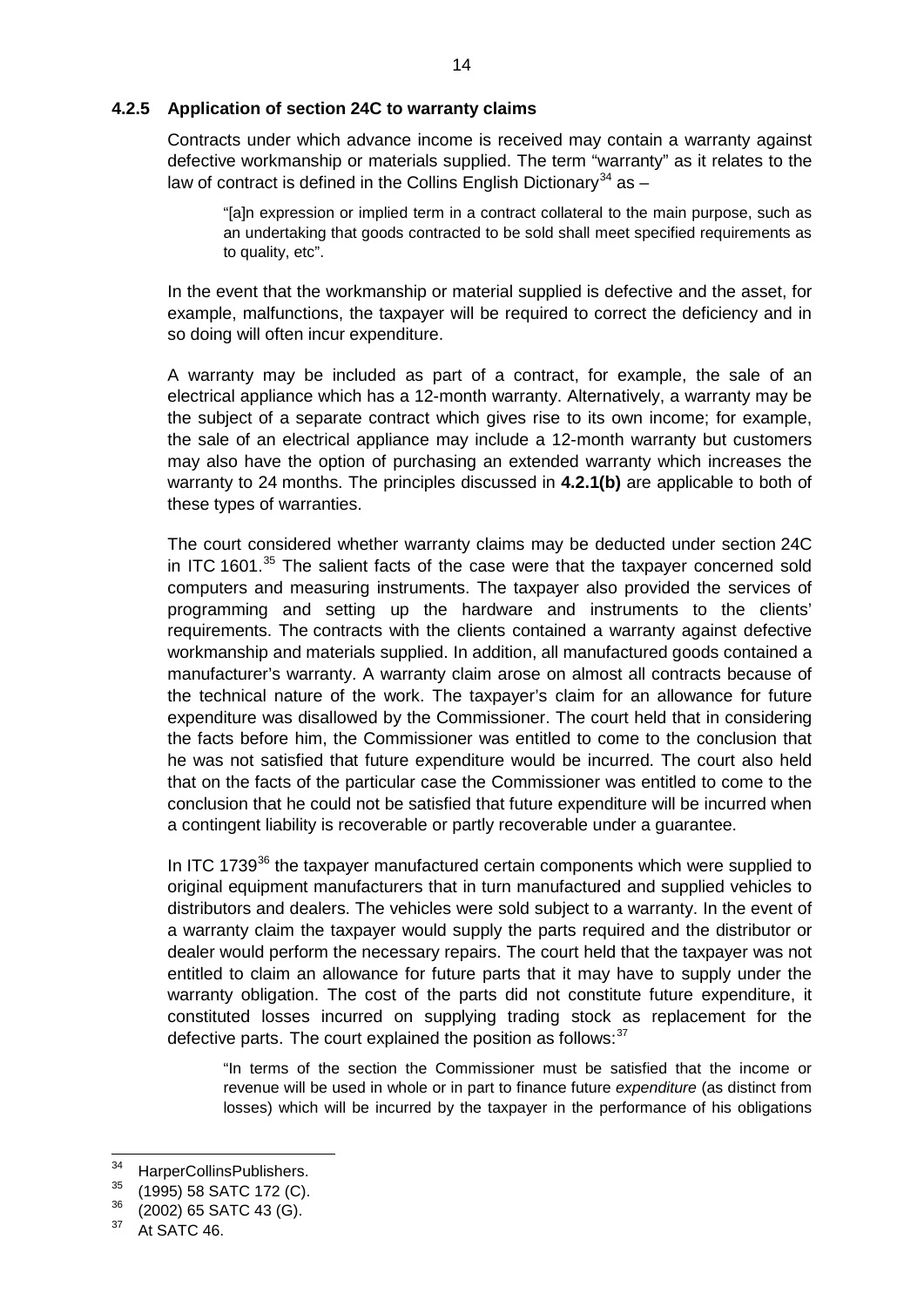### 4.2.5 Application of section 24C to warranty claims

Contracts under which advance income is received may contain a warranty against defective workmanship or materials supplied. The term "warranty" as it relates to the law of contract is defined in the Collins English Dictionary[34] as –

> "[a]n expression or implied term in a contract collateral to the main purpose, such as an undertaking that goods contracted to be sold shall meet specified requirements as to quality, etc".

In the event that the workmanship or material supplied is defective and the asset, for example, malfunctions, the taxpayer will be required to correct the deficiency and in so doing will often incur expenditure.

A warranty may be included as part of a contract, for example, the sale of an electrical appliance which has a 12-month warranty. Alternatively, a warranty may be the subject of a separate contract which gives rise to its own income; for example, the sale of an electrical appliance may include a 12-month warranty but customers may also have the option of purchasing an extended warranty which increases the warranty to 24 months. The principles discussed in **4.2.1(b)** are applicable to both of these types of warranties.

The court considered whether warranty claims may be deducted under section 24C in ITC 1601.[35] The salient facts of the case were that the taxpayer concerned sold computers and measuring instruments. The taxpayer also provided the services of programming and setting up the hardware and instruments to the clients' requirements. The contracts with the clients contained a warranty against defective workmanship and materials supplied. In addition, all manufactured goods contained a manufacturer's warranty. A warranty claim arose on almost all contracts because of the technical nature of the work. The taxpayer's claim for an allowance for future expenditure was disallowed by the Commissioner. The court held that in considering the facts before him, the Commissioner was entitled to come to the conclusion that he was not satisfied that future expenditure would be incurred. The court also held that on the facts of the particular case the Commissioner was entitled to come to the conclusion that he could not be satisfied that future expenditure will be incurred when a contingent liability is recoverable or partly recoverable under a guarantee.

In ITC 1739[36] the taxpayer manufactured certain components which were supplied to original equipment manufacturers that in turn manufactured and supplied vehicles to distributors and dealers. The vehicles were sold subject to a warranty. In the event of a warranty claim the taxpayer would supply the parts required and the distributor or dealer would perform the necessary repairs. The court held that the taxpayer was not entitled to claim an allowance for future parts that it may have to supply under the warranty obligation. The cost of the parts did not constitute future expenditure, it constituted losses incurred on supplying trading stock as replacement for the defective parts. The court explained the position as follows:[37]

> "In terms of the section the Commissioner must be satisfied that the income or revenue will be used in whole or in part to finance future *expenditure* (as distinct from losses) which will be incurred by the taxpayer in the performance of his obligations

---

[34] HarperCollinsPublishers.

[35] (1995) 58 SATC 172 (C).

[36] (2002) 65 SATC 43 (G).

[37] At SATC 46.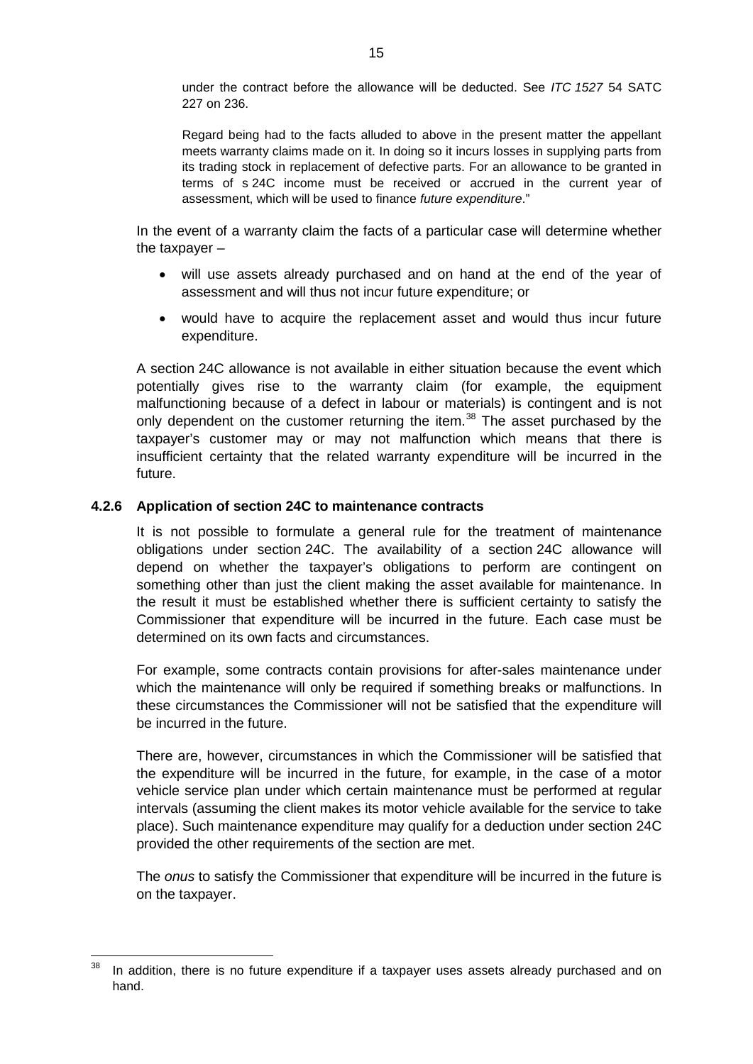under the contract before the allowance will be deducted. See *ITC 1527* 54 SATC 227 on 236.

Regard being had to the facts alluded to above in the present matter the appellant meets warranty claims made on it. In doing so it incurs losses in supplying parts from its trading stock in replacement of defective parts. For an allowance to be granted in terms of s 24C income must be received or accrued in the current year of assessment, which will be used to finance *future expenditure*."

In the event of a warranty claim the facts of a particular case will determine whether the taxpayer –

- will use assets already purchased and on hand at the end of the year of assessment and will thus not incur future expenditure; or
- would have to acquire the replacement asset and would thus incur future expenditure.

A section 24C allowance is not available in either situation because the event which potentially gives rise to the warranty claim (for example, the equipment malfunctioning because of a defect in labour or materials) is contingent and is not only dependent on the customer returning the item.[38] The asset purchased by the taxpayer's customer may or may not malfunction which means that there is insufficient certainty that the related warranty expenditure will be incurred in the future.

### 4.2.6 Application of section 24C to maintenance contracts

It is not possible to formulate a general rule for the treatment of maintenance obligations under section 24C. The availability of a section 24C allowance will depend on whether the taxpayer's obligations to perform are contingent on something other than just the client making the asset available for maintenance. In the result it must be established whether there is sufficient certainty to satisfy the Commissioner that expenditure will be incurred in the future. Each case must be determined on its own facts and circumstances.

For example, some contracts contain provisions for after-sales maintenance under which the maintenance will only be required if something breaks or malfunctions. In these circumstances the Commissioner will not be satisfied that the expenditure will be incurred in the future.

There are, however, circumstances in which the Commissioner will be satisfied that the expenditure will be incurred in the future, for example, in the case of a motor vehicle service plan under which certain maintenance must be performed at regular intervals (assuming the client makes its motor vehicle available for the service to take place). Such maintenance expenditure may qualify for a deduction under section 24C provided the other requirements of the section are met.

The *onus* to satisfy the Commissioner that expenditure will be incurred in the future is on the taxpayer.

---

[38] In addition, there is no future expenditure if a taxpayer uses assets already purchased and on hand.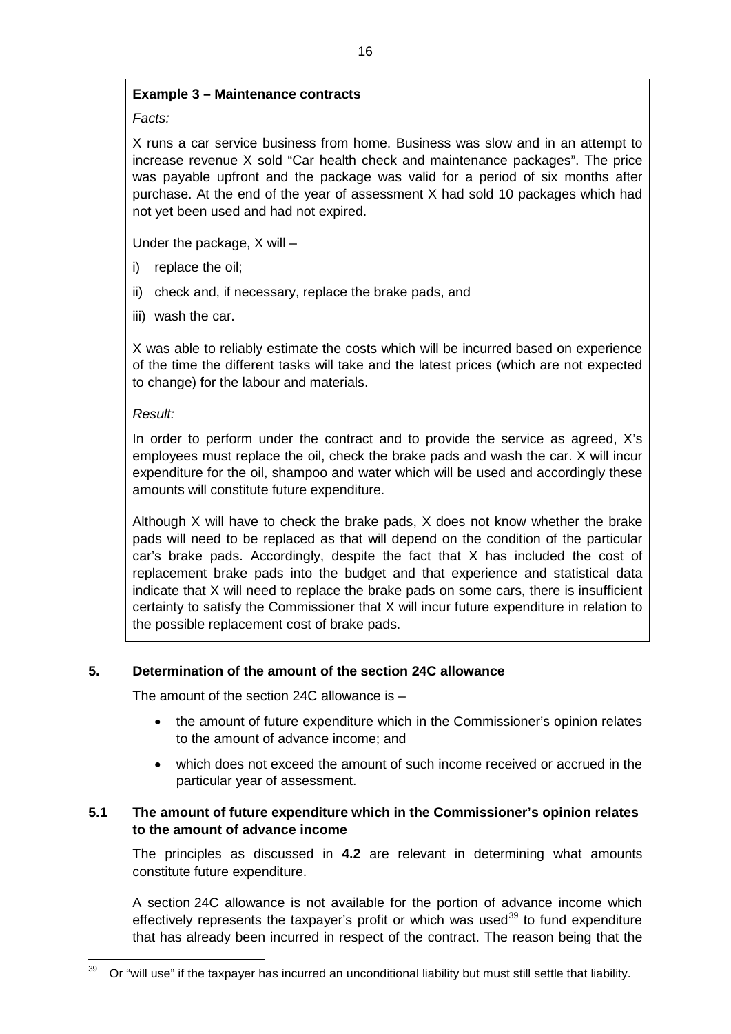**Example 3 – Maintenance contracts**

*Facts:*

X runs a car service business from home. Business was slow and in an attempt to increase revenue X sold "Car health check and maintenance packages". The price was payable upfront and the package was valid for a period of six months after purchase. At the end of the year of assessment X had sold 10 packages which had not yet been used and had not expired.

Under the package, X will –

i) replace the oil;

ii) check and, if necessary, replace the brake pads, and

iii) wash the car.

X was able to reliably estimate the costs which will be incurred based on experience of the time the different tasks will take and the latest prices (which are not expected to change) for the labour and materials.

*Result:*

In order to perform under the contract and to provide the service as agreed, X's employees must replace the oil, check the brake pads and wash the car. X will incur expenditure for the oil, shampoo and water which will be used and accordingly these amounts will constitute future expenditure.

Although X will have to check the brake pads, X does not know whether the brake pads will need to be replaced as that will depend on the condition of the particular car's brake pads. Accordingly, despite the fact that X has included the cost of replacement brake pads into the budget and that experience and statistical data indicate that X will need to replace the brake pads on some cars, there is insufficient certainty to satisfy the Commissioner that X will incur future expenditure in relation to the possible replacement cost of brake pads.

## 5. Determination of the amount of the section 24C allowance

The amount of the section 24C allowance is –

- the amount of future expenditure which in the Commissioner's opinion relates to the amount of advance income; and
- which does not exceed the amount of such income received or accrued in the particular year of assessment.

### 5.1 The amount of future expenditure which in the Commissioner's opinion relates to the amount of advance income

The principles as discussed in **4.2** are relevant in determining what amounts constitute future expenditure.

A section 24C allowance is not available for the portion of advance income which effectively represents the taxpayer's profit or which was used[39] to fund expenditure that has already been incurred in respect of the contract. The reason being that the

[39] Or "will use" if the taxpayer has incurred an unconditional liability but must still settle that liability.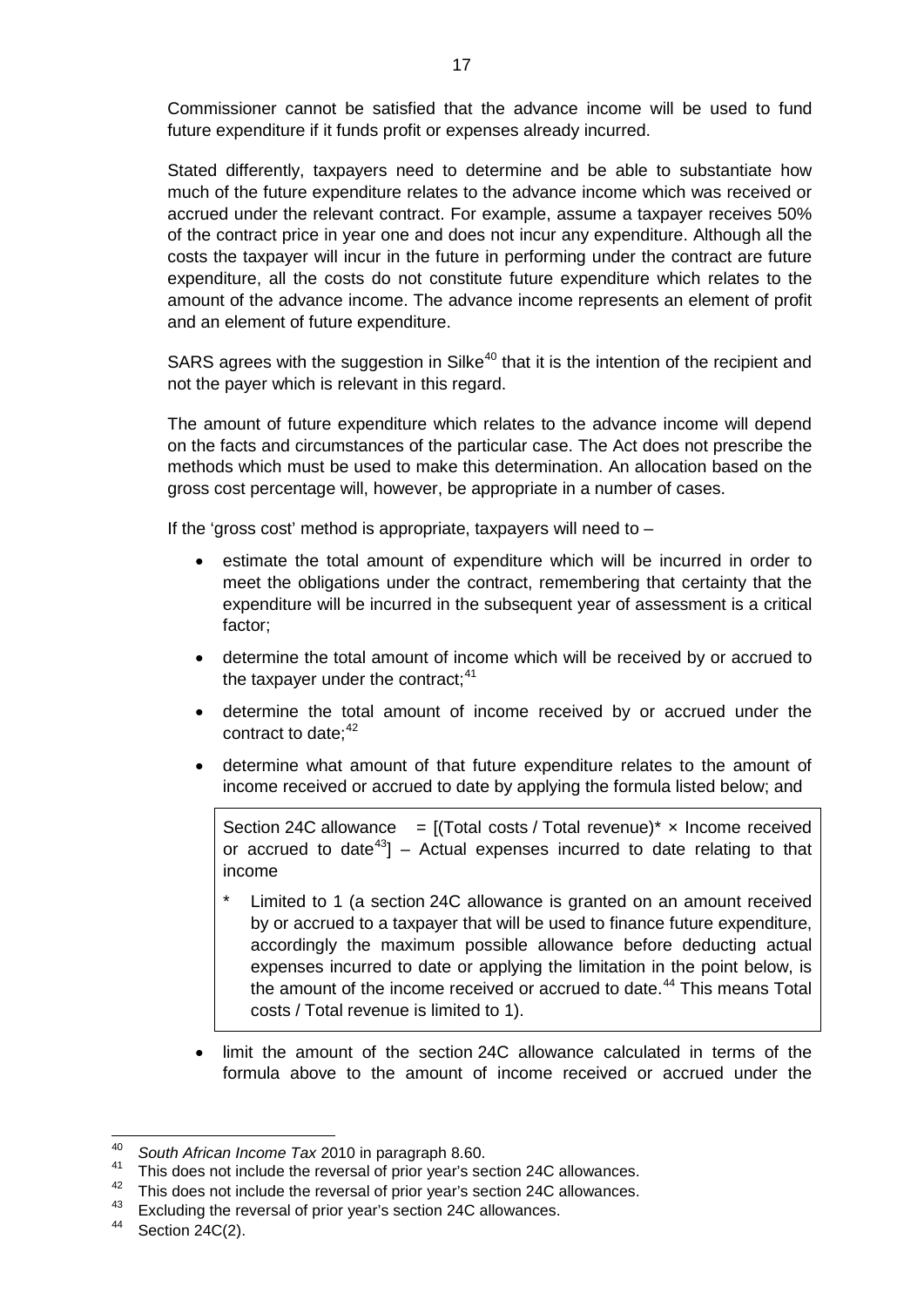Commissioner cannot be satisfied that the advance income will be used to fund future expenditure if it funds profit or expenses already incurred.

Stated differently, taxpayers need to determine and be able to substantiate how much of the future expenditure relates to the advance income which was received or accrued under the relevant contract. For example, assume a taxpayer receives 50% of the contract price in year one and does not incur any expenditure. Although all the costs the taxpayer will incur in the future in performing under the contract are future expenditure, all the costs do not constitute future expenditure which relates to the amount of the advance income. The advance income represents an element of profit and an element of future expenditure.

SARS agrees with the suggestion in Silke[40] that it is the intention of the recipient and not the payer which is relevant in this regard.

The amount of future expenditure which relates to the advance income will depend on the facts and circumstances of the particular case. The Act does not prescribe the methods which must be used to make this determination. An allocation based on the gross cost percentage will, however, be appropriate in a number of cases.

If the 'gross cost' method is appropriate, taxpayers will need to –

- estimate the total amount of expenditure which will be incurred in order to meet the obligations under the contract, remembering that certainty that the expenditure will be incurred in the subsequent year of assessment is a critical factor;
- determine the total amount of income which will be received by or accrued to the taxpayer under the contract;[41]
- determine the total amount of income received by or accrued under the contract to date;[42]
- determine what amount of that future expenditure relates to the amount of income received or accrued to date by applying the formula listed below; and

> Section 24C allowance = [(Total costs / Total revenue)* × Income received or accrued to date[43]] – Actual expenses incurred to date relating to that income
>
> \* Limited to 1 (a section 24C allowance is granted on an amount received by or accrued to a taxpayer that will be used to finance future expenditure, accordingly the maximum possible allowance before deducting actual expenses incurred to date or applying the limitation in the point below, is the amount of the income received or accrued to date.[44] This means Total costs / Total revenue is limited to 1).

- limit the amount of the section 24C allowance calculated in terms of the formula above to the amount of income received or accrued under the

---

[40] *South African Income Tax* 2010 in paragraph 8.60.

[41] This does not include the reversal of prior year's section 24C allowances.

[42] This does not include the reversal of prior year's section 24C allowances.

[43] Excluding the reversal of prior year's section 24C allowances.

[44] Section 24C(2).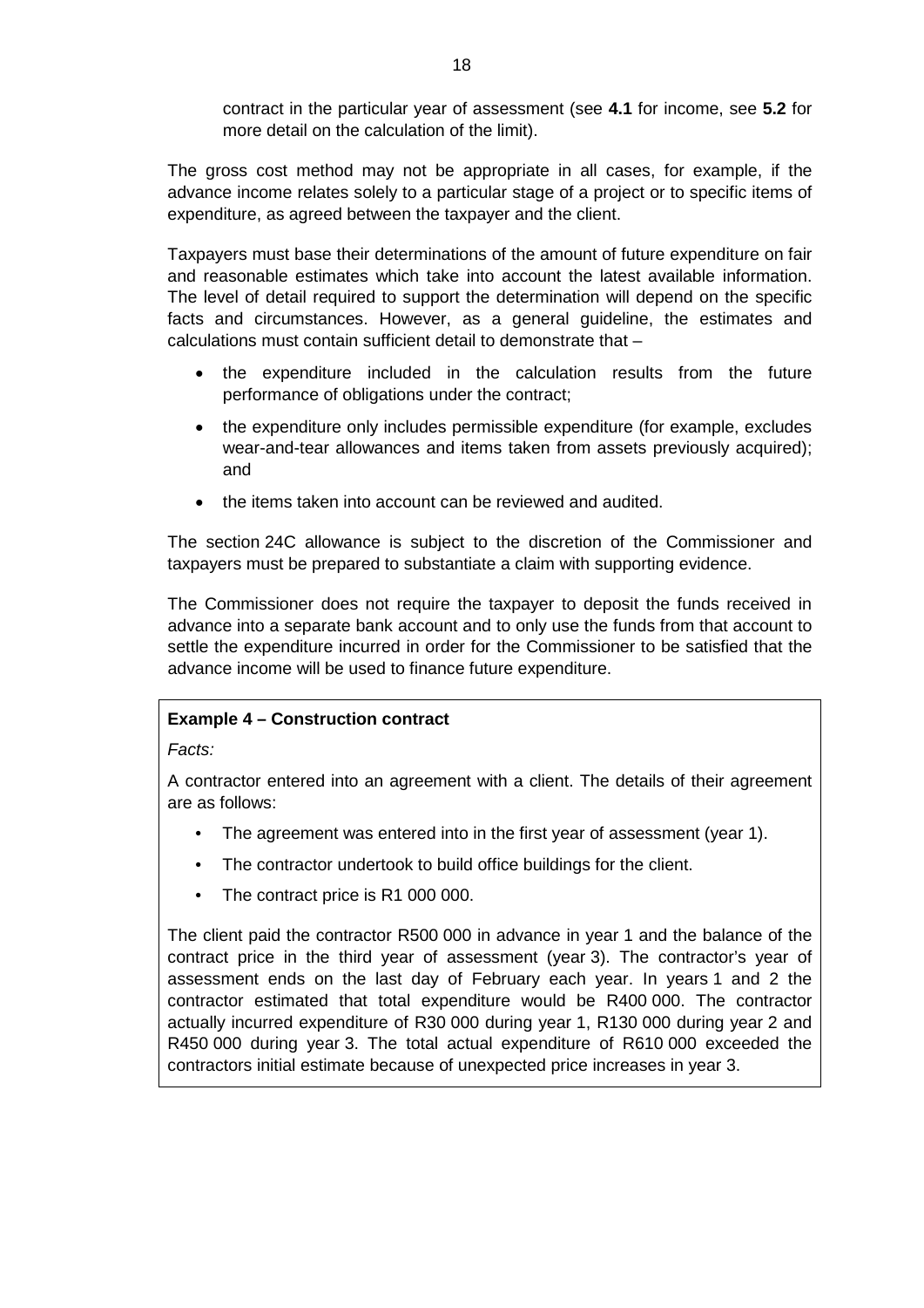contract in the particular year of assessment (see **4.1** for income, see **5.2** for more detail on the calculation of the limit).

The gross cost method may not be appropriate in all cases, for example, if the advance income relates solely to a particular stage of a project or to specific items of expenditure, as agreed between the taxpayer and the client.

Taxpayers must base their determinations of the amount of future expenditure on fair and reasonable estimates which take into account the latest available information. The level of detail required to support the determination will depend on the specific facts and circumstances. However, as a general guideline, the estimates and calculations must contain sufficient detail to demonstrate that –

- the expenditure included in the calculation results from the future performance of obligations under the contract;
- the expenditure only includes permissible expenditure (for example, excludes wear-and-tear allowances and items taken from assets previously acquired); and
- the items taken into account can be reviewed and audited.

The section 24C allowance is subject to the discretion of the Commissioner and taxpayers must be prepared to substantiate a claim with supporting evidence.

The Commissioner does not require the taxpayer to deposit the funds received in advance into a separate bank account and to only use the funds from that account to settle the expenditure incurred in order for the Commissioner to be satisfied that the advance income will be used to finance future expenditure.

**Example 4 – Construction contract**

*Facts:*

A contractor entered into an agreement with a client. The details of their agreement are as follows:

- The agreement was entered into in the first year of assessment (year 1).
- The contractor undertook to build office buildings for the client.
- The contract price is R1 000 000.

The client paid the contractor R500 000 in advance in year 1 and the balance of the contract price in the third year of assessment (year 3). The contractor's year of assessment ends on the last day of February each year. In years 1 and 2 the contractor estimated that total expenditure would be R400 000. The contractor actually incurred expenditure of R30 000 during year 1, R130 000 during year 2 and R450 000 during year 3. The total actual expenditure of R610 000 exceeded the contractors initial estimate because of unexpected price increases in year 3.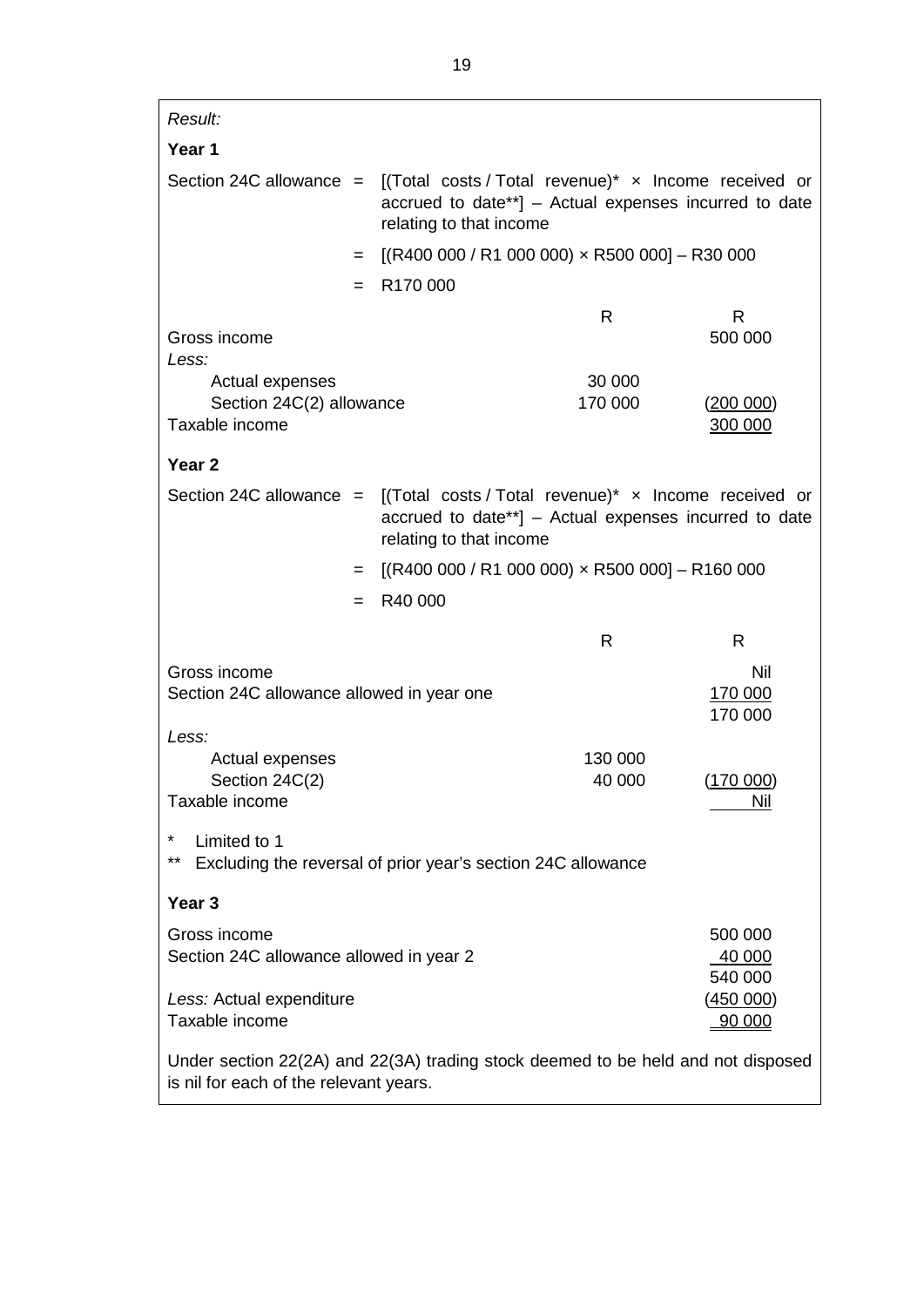*Result:*

**Year 1**

Section 24C allowance = [(Total costs / Total revenue)* × Income received or accrued to date**] – Actual expenses incurred to date relating to that income

= [(R400 000 / R1 000 000) × R500 000] – R30 000

= R170 000

| | R | R |
|---|---|---|
| Gross income | | 500 000 |
| *Less:* | | |
| Actual expenses | 30 000 | |
| Section 24C(2) allowance | 170 000 | (200 000) |
| Taxable income | | 300 000 |

**Year 2**

Section 24C allowance = [(Total costs / Total revenue)* × Income received or accrued to date**] – Actual expenses incurred to date relating to that income

= [(R400 000 / R1 000 000) × R500 000] – R160 000

= R40 000

| | R | R |
|---|---|---|
| Gross income | | Nil |
| Section 24C allowance allowed in year one | | 170 000 |
| | | 170 000 |
| *Less:* | | |
| Actual expenses | 130 000 | |
| Section 24C(2) | 40 000 | (170 000) |
| Taxable income | | Nil |

\* Limited to 1

** Excluding the reversal of prior year's section 24C allowance

**Year 3**

| | R |
|---|---|
| Gross income | 500 000 |
| Section 24C allowance allowed in year 2 | 40 000 |
| | 540 000 |
| *Less:* Actual expenditure | (450 000) |
| Taxable income | 90 000 |

Under section 22(2A) and 22(3A) trading stock deemed to be held and not disposed is nil for each of the relevant years.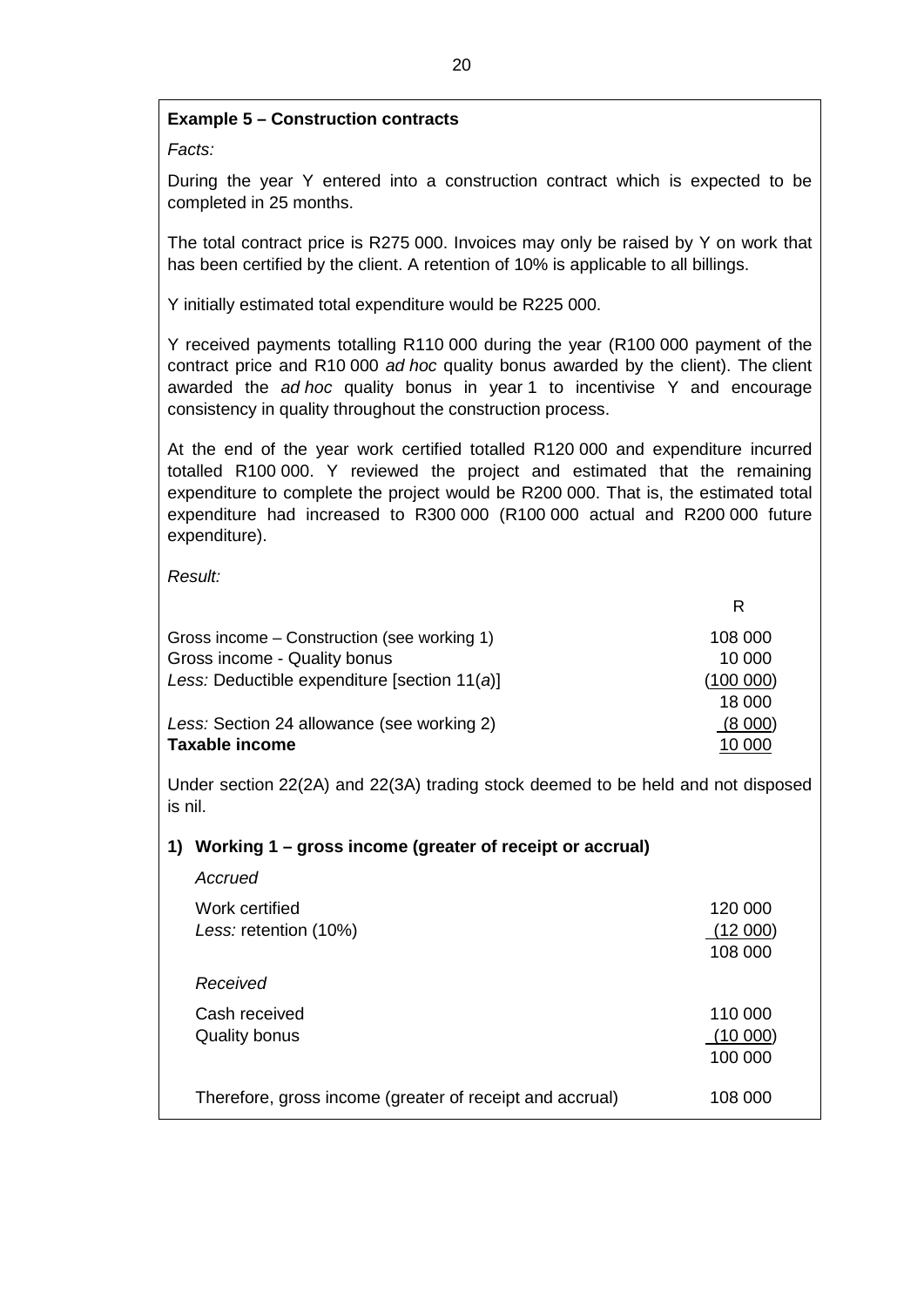**Example 5 – Construction contracts**

*Facts:*

During the year Y entered into a construction contract which is expected to be completed in 25 months.

The total contract price is R275 000. Invoices may only be raised by Y on work that has been certified by the client. A retention of 10% is applicable to all billings.

Y initially estimated total expenditure would be R225 000.

Y received payments totalling R110 000 during the year (R100 000 payment of the contract price and R10 000 *ad hoc* quality bonus awarded by the client). The client awarded the *ad hoc* quality bonus in year 1 to incentivise Y and encourage consistency in quality throughout the construction process.

At the end of the year work certified totalled R120 000 and expenditure incurred totalled R100 000. Y reviewed the project and estimated that the remaining expenditure to complete the project would be R200 000. That is, the estimated total expenditure had increased to R300 000 (R100 000 actual and R200 000 future expenditure).

*Result:*

| | R |
|---|---|
| Gross income – Construction (see working 1) | 108 000 |
| Gross income - Quality bonus | 10 000 |
| *Less:* Deductible expenditure [section 11(*a*)] | (100 000) |
| | 18 000 |
| *Less:* Section 24 allowance (see working 2) | (8 000) |
| **Taxable income** | 10 000 |

Under section 22(2A) and 22(3A) trading stock deemed to be held and not disposed is nil.

**1) Working 1 – gross income (greater of receipt or accrual)**

| | |
|---|---|
| *Accrued* | |
| Work certified | 120 000 |
| *Less:* retention (10%) | (12 000) |
| | 108 000 |
| *Received* | |
| Cash received | 110 000 |
| Quality bonus | (10 000) |
| | 100 000 |
| Therefore, gross income (greater of receipt and accrual) | 108 000 |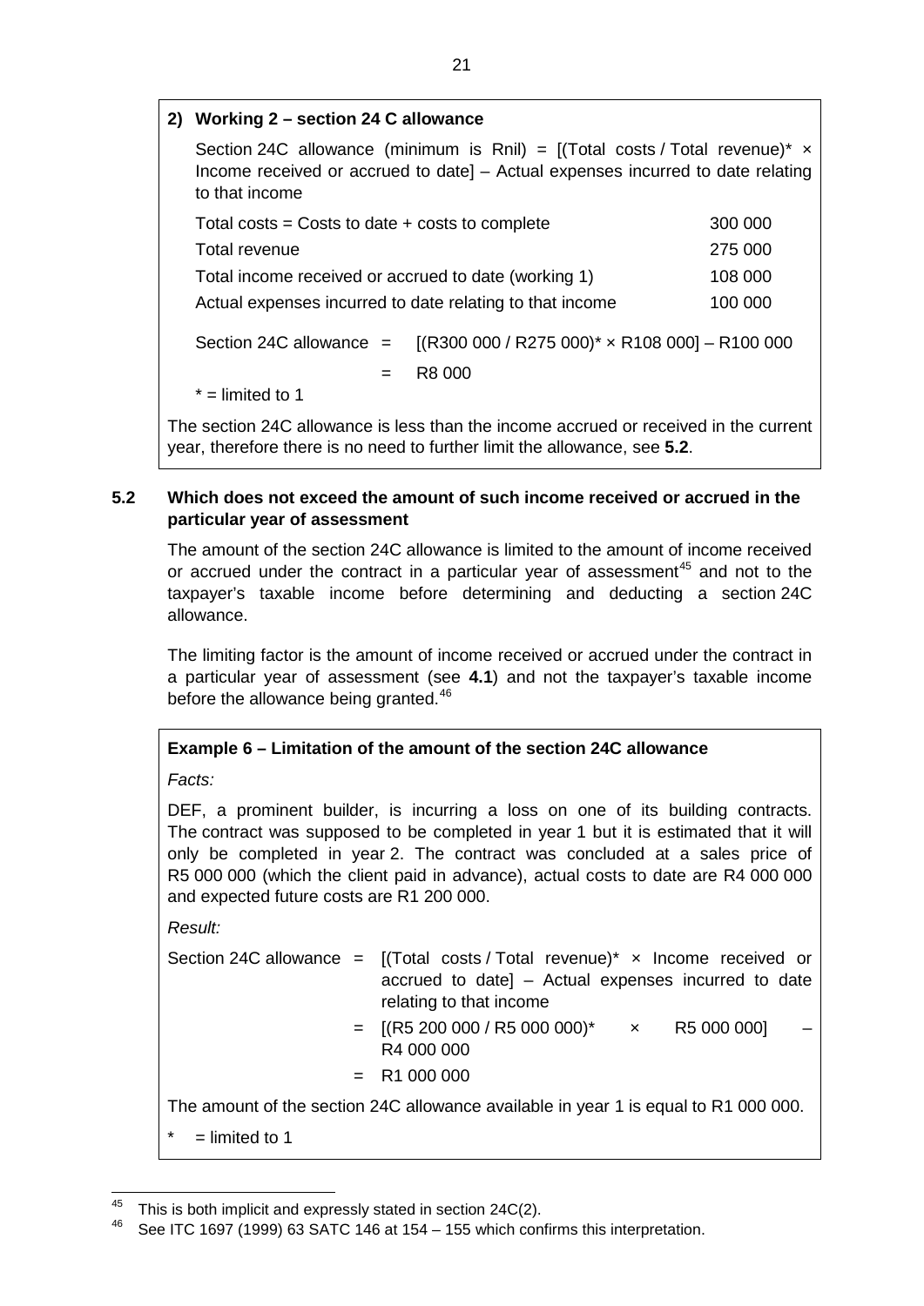**2) Working 2 – section 24 C allowance**

Section 24C allowance (minimum is Rnil) = [(Total costs / Total revenue)* × Income received or accrued to date] – Actual expenses incurred to date relating to that income

| | |
|---|---|
| Total costs = Costs to date + costs to complete | 300 000 |
| Total revenue | 275 000 |
| Total income received or accrued to date (working 1) | 108 000 |
| Actual expenses incurred to date relating to that income | 100 000 |

Section 24C allowance = [(R300 000 / R275 000)* × R108 000] – R100 000

= R8 000

* = limited to 1

The section 24C allowance is less than the income accrued or received in the current year, therefore there is no need to further limit the allowance, see **5.2**.

### 5.2 Which does not exceed the amount of such income received or accrued in the particular year of assessment

The amount of the section 24C allowance is limited to the amount of income received or accrued under the contract in a particular year of assessment[45] and not to the taxpayer's taxable income before determining and deducting a section 24C allowance.

The limiting factor is the amount of income received or accrued under the contract in a particular year of assessment (see **4.1**) and not the taxpayer's taxable income before the allowance being granted.[46]

**Example 6 – Limitation of the amount of the section 24C allowance**

*Facts:*

DEF, a prominent builder, is incurring a loss on one of its building contracts. The contract was supposed to be completed in year 1 but it is estimated that it will only be completed in year 2. The contract was concluded at a sales price of R5 000 000 (which the client paid in advance), actual costs to date are R4 000 000 and expected future costs are R1 200 000.

*Result:*

Section 24C allowance = [(Total costs / Total revenue)* × Income received or accrued to date] – Actual expenses incurred to date relating to that income

= [(R5 200 000 / R5 000 000)* × R5 000 000] – R4 000 000

= R1 000 000

The amount of the section 24C allowance available in year 1 is equal to R1 000 000.

* = limited to 1

---

[45] This is both implicit and expressly stated in section 24C(2).

[46] See ITC 1697 (1999) 63 SATC 146 at 154 – 155 which confirms this interpretation.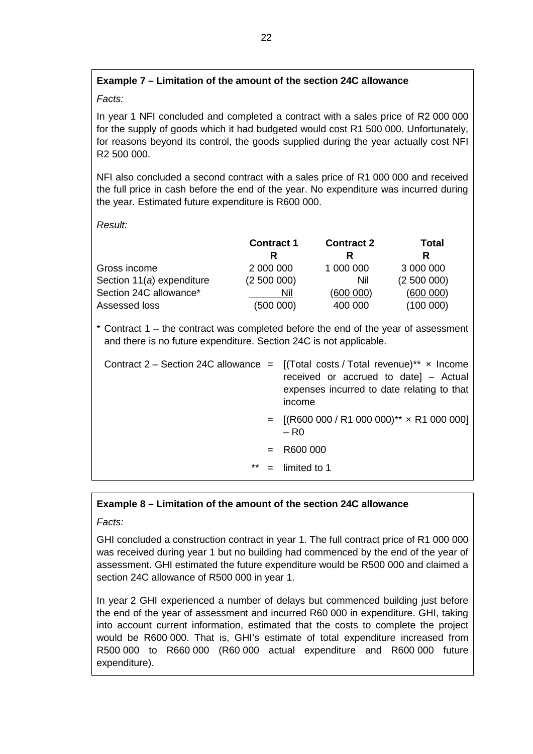**Example 7 – Limitation of the amount of the section 24C allowance**

*Facts:*

In year 1 NFI concluded and completed a contract with a sales price of R2 000 000 for the supply of goods which it had budgeted would cost R1 500 000. Unfortunately, for reasons beyond its control, the goods supplied during the year actually cost NFI R2 500 000.

NFI also concluded a second contract with a sales price of R1 000 000 and received the full price in cash before the end of the year. No expenditure was incurred during the year. Estimated future expenditure is R600 000.

*Result:*

| | Contract 1 | Contract 2 | Total |
|---|---|---|---|
| | R | R | R |
| Gross income | 2 000 000 | 1 000 000 | 3 000 000 |
| Section 11(*a*) expenditure | (2 500 000) | Nil | (2 500 000) |
| Section 24C allowance* | Nil | (600 000) | (600 000) |
| Assessed loss | (500 000) | 400 000 | (100 000) |

\* Contract 1 – the contract was completed before the end of the year of assessment and there is no future expenditure. Section 24C is not applicable.

Contract 2 – Section 24C allowance = [(Total costs / Total revenue)** × Income received or accrued to date] – Actual expenses incurred to date relating to that income

= [(R600 000 / R1 000 000)** × R1 000 000] – R0

= R600 000

** = limited to 1

**Example 8 – Limitation of the amount of the section 24C allowance**

*Facts:*

GHI concluded a construction contract in year 1. The full contract price of R1 000 000 was received during year 1 but no building had commenced by the end of the year of assessment. GHI estimated the future expenditure would be R500 000 and claimed a section 24C allowance of R500 000 in year 1.

In year 2 GHI experienced a number of delays but commenced building just before the end of the year of assessment and incurred R60 000 in expenditure. GHI, taking into account current information, estimated that the costs to complete the project would be R600 000. That is, GHI's estimate of total expenditure increased from R500 000 to R660 000 (R60 000 actual expenditure and R600 000 future expenditure).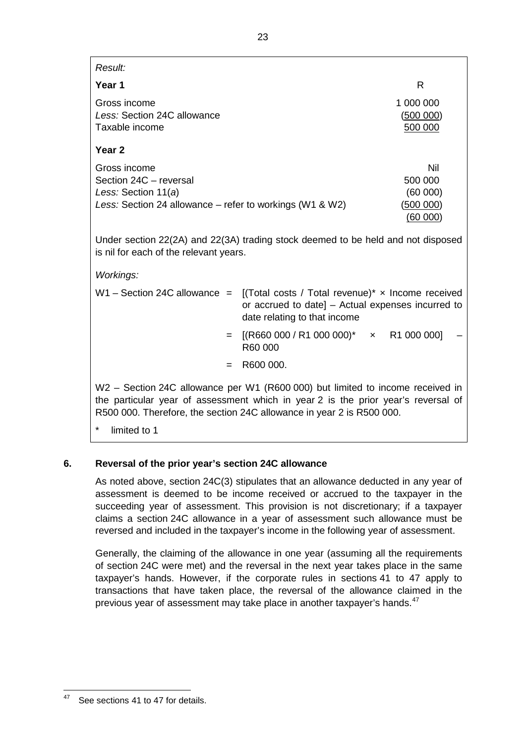*Result:*

| **Year 1** | R |
|---|---|
| Gross income | 1 000 000 |
| *Less:* Section 24C allowance | (500 000) |
| Taxable income | 500 000 |
| **Year 2** | |
| Gross income | Nil |
| Section 24C – reversal | 500 000 |
| *Less:* Section 11(*a*) | (60 000) |
| *Less:* Section 24 allowance – refer to workings (W1 & W2) | (500 000) |
| | (60 000) |

Under section 22(2A) and 22(3A) trading stock deemed to be held and not disposed is nil for each of the relevant years.

*Workings:*

W1 – Section 24C allowance = [(Total costs / Total revenue)* × Income received or accrued to date] – Actual expenses incurred to date relating to that income

= [(R660 000 / R1 000 000)* × R1 000 000] – R60 000

= R600 000.

W2 – Section 24C allowance per W1 (R600 000) but limited to income received in the particular year of assessment which in year 2 is the prior year's reversal of R500 000. Therefore, the section 24C allowance in year 2 is R500 000.

\* limited to 1

## 6. Reversal of the prior year's section 24C allowance

As noted above, section 24C(3) stipulates that an allowance deducted in any year of assessment is deemed to be income received or accrued to the taxpayer in the succeeding year of assessment. This provision is not discretionary; if a taxpayer claims a section 24C allowance in a year of assessment such allowance must be reversed and included in the taxpayer's income in the following year of assessment.

Generally, the claiming of the allowance in one year (assuming all the requirements of section 24C were met) and the reversal in the next year takes place in the same taxpayer's hands. However, if the corporate rules in sections 41 to 47 apply to transactions that have taken place, the reversal of the allowance claimed in the previous year of assessment may take place in another taxpayer's hands.[47]

[47] See sections 41 to 47 for details.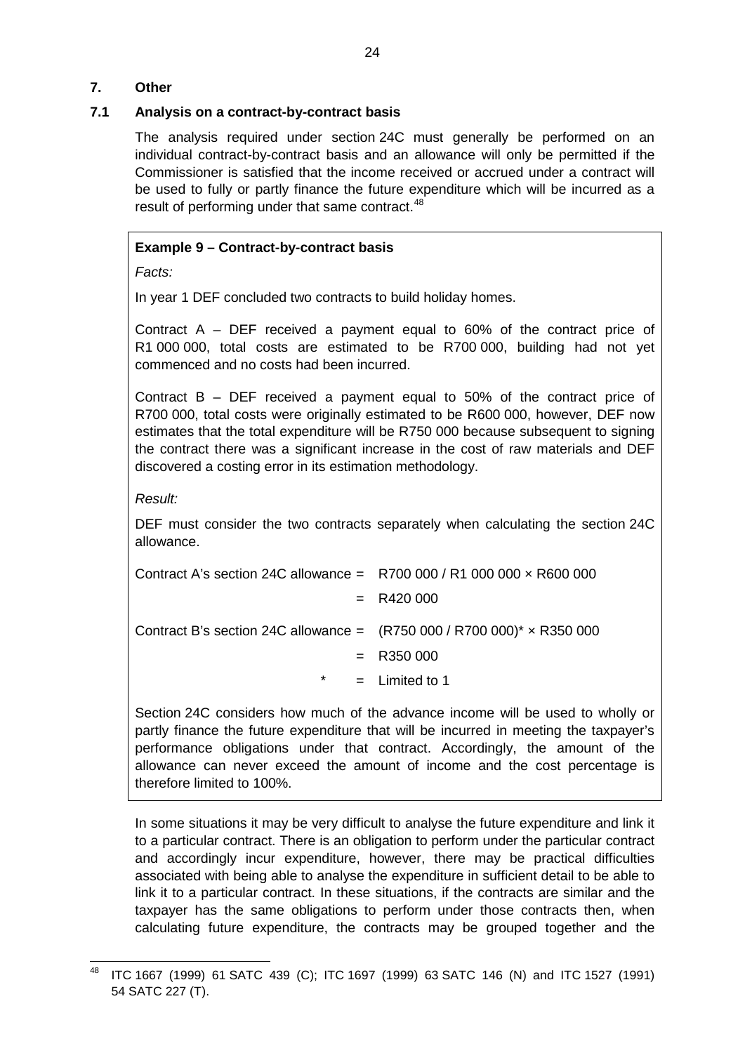## 7. Other

### 7.1 Analysis on a contract-by-contract basis

The analysis required under section 24C must generally be performed on an individual contract-by-contract basis and an allowance will only be permitted if the Commissioner is satisfied that the income received or accrued under a contract will be used to fully or partly finance the future expenditure which will be incurred as a result of performing under that same contract.[48]

> **Example 9 – Contract-by-contract basis**
>
> *Facts:*
>
> In year 1 DEF concluded two contracts to build holiday homes.
>
> Contract A – DEF received a payment equal to 60% of the contract price of R1 000 000, total costs are estimated to be R700 000, building had not yet commenced and no costs had been incurred.
>
> Contract B – DEF received a payment equal to 50% of the contract price of R700 000, total costs were originally estimated to be R600 000, however, DEF now estimates that the total expenditure will be R750 000 because subsequent to signing the contract there was a significant increase in the cost of raw materials and DEF discovered a costing error in its estimation methodology.
>
> *Result:*
>
> DEF must consider the two contracts separately when calculating the section 24C allowance.
>
> Contract A's section 24C allowance = R700 000 / R1 000 000 × R600 000
>
> = R420 000
>
> Contract B's section 24C allowance = (R750 000 / R700 000)* × R350 000
>
> = R350 000
>
> \* = Limited to 1
>
> Section 24C considers how much of the advance income will be used to wholly or partly finance the future expenditure that will be incurred in meeting the taxpayer's performance obligations under that contract. Accordingly, the amount of the allowance can never exceed the amount of income and the cost percentage is therefore limited to 100%.

In some situations it may be very difficult to analyse the future expenditure and link it to a particular contract. There is an obligation to perform under the particular contract and accordingly incur expenditure, however, there may be practical difficulties associated with being able to analyse the expenditure in sufficient detail to be able to link it to a particular contract. In these situations, if the contracts are similar and the taxpayer has the same obligations to perform under those contracts then, when calculating future expenditure, the contracts may be grouped together and the

---

[48] ITC 1667 (1999) 61 SATC 439 (C); ITC 1697 (1999) 63 SATC 146 (N) and ITC 1527 (1991) 54 SATC 227 (T).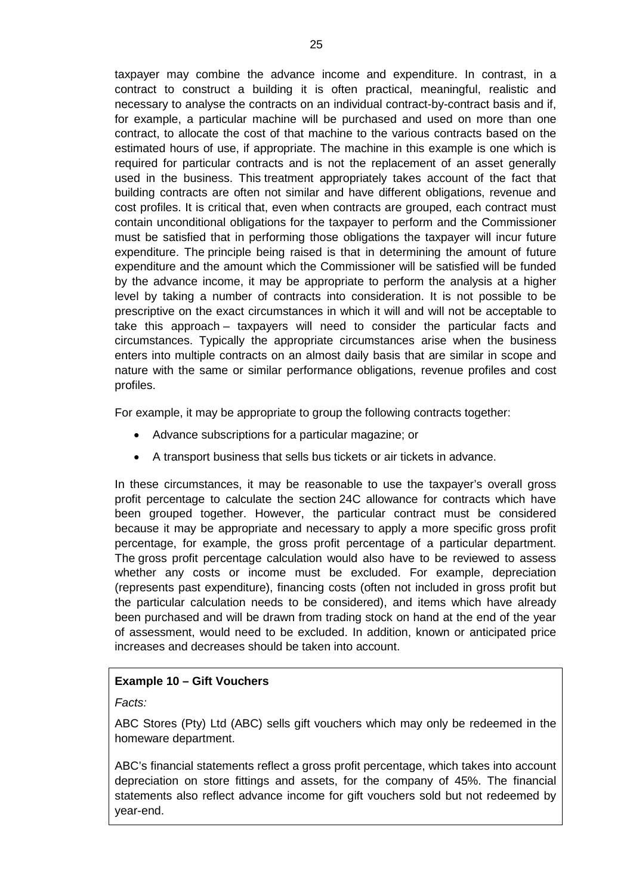taxpayer may combine the advance income and expenditure. In contrast, in a contract to construct a building it is often practical, meaningful, realistic and necessary to analyse the contracts on an individual contract-by-contract basis and if, for example, a particular machine will be purchased and used on more than one contract, to allocate the cost of that machine to the various contracts based on the estimated hours of use, if appropriate. The machine in this example is one which is required for particular contracts and is not the replacement of an asset generally used in the business. This treatment appropriately takes account of the fact that building contracts are often not similar and have different obligations, revenue and cost profiles. It is critical that, even when contracts are grouped, each contract must contain unconditional obligations for the taxpayer to perform and the Commissioner must be satisfied that in performing those obligations the taxpayer will incur future expenditure. The principle being raised is that in determining the amount of future expenditure and the amount which the Commissioner will be satisfied will be funded by the advance income, it may be appropriate to perform the analysis at a higher level by taking a number of contracts into consideration. It is not possible to be prescriptive on the exact circumstances in which it will and will not be acceptable to take this approach – taxpayers will need to consider the particular facts and circumstances. Typically the appropriate circumstances arise when the business enters into multiple contracts on an almost daily basis that are similar in scope and nature with the same or similar performance obligations, revenue profiles and cost profiles.

For example, it may be appropriate to group the following contracts together:

- Advance subscriptions for a particular magazine; or
- A transport business that sells bus tickets or air tickets in advance.

In these circumstances, it may be reasonable to use the taxpayer's overall gross profit percentage to calculate the section 24C allowance for contracts which have been grouped together. However, the particular contract must be considered because it may be appropriate and necessary to apply a more specific gross profit percentage, for example, the gross profit percentage of a particular department. The gross profit percentage calculation would also have to be reviewed to assess whether any costs or income must be excluded. For example, depreciation (represents past expenditure), financing costs (often not included in gross profit but the particular calculation needs to be considered), and items which have already been purchased and will be drawn from trading stock on hand at the end of the year of assessment, would need to be excluded. In addition, known or anticipated price increases and decreases should be taken into account.

**Example 10 – Gift Vouchers**

*Facts:*

ABC Stores (Pty) Ltd (ABC) sells gift vouchers which may only be redeemed in the homeware department.

ABC's financial statements reflect a gross profit percentage, which takes into account depreciation on store fittings and assets, for the company of 45%. The financial statements also reflect advance income for gift vouchers sold but not redeemed by year-end.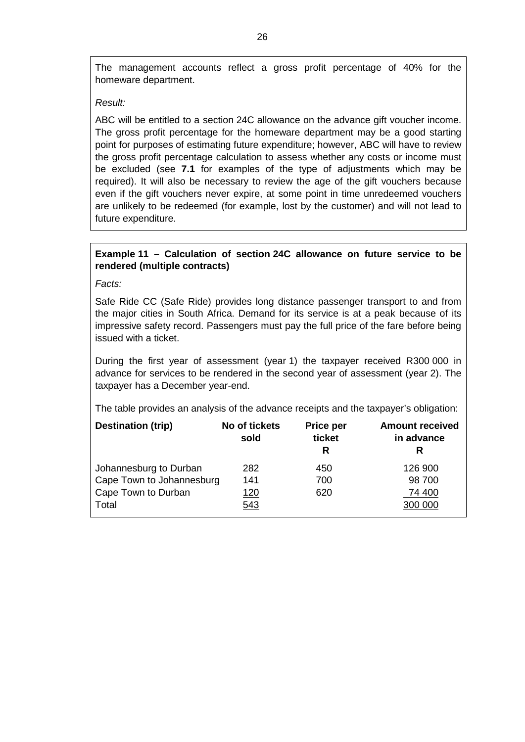The management accounts reflect a gross profit percentage of 40% for the homeware department.

*Result:*

ABC will be entitled to a section 24C allowance on the advance gift voucher income. The gross profit percentage for the homeware department may be a good starting point for purposes of estimating future expenditure; however, ABC will have to review the gross profit percentage calculation to assess whether any costs or income must be excluded (see **7.1** for examples of the type of adjustments which may be required). It will also be necessary to review the age of the gift vouchers because even if the gift vouchers never expire, at some point in time unredeemed vouchers are unlikely to be redeemed (for example, lost by the customer) and will not lead to future expenditure.

**Example 11 – Calculation of section 24C allowance on future service to be rendered (multiple contracts)**

*Facts:*

Safe Ride CC (Safe Ride) provides long distance passenger transport to and from the major cities in South Africa. Demand for its service is at a peak because of its impressive safety record. Passengers must pay the full price of the fare before being issued with a ticket.

During the first year of assessment (year 1) the taxpayer received R300 000 in advance for services to be rendered in the second year of assessment (year 2). The taxpayer has a December year-end.

The table provides an analysis of the advance receipts and the taxpayer's obligation:

| Destination (trip) | No of tickets sold | Price per ticket R | Amount received in advance R |
|---|---|---|---|
| Johannesburg to Durban | 282 | 450 | 126 900 |
| Cape Town to Johannesburg | 141 | 700 | 98 700 |
| Cape Town to Durban | 120 | 620 | 74 400 |
| Total | 543 | | 300 000 |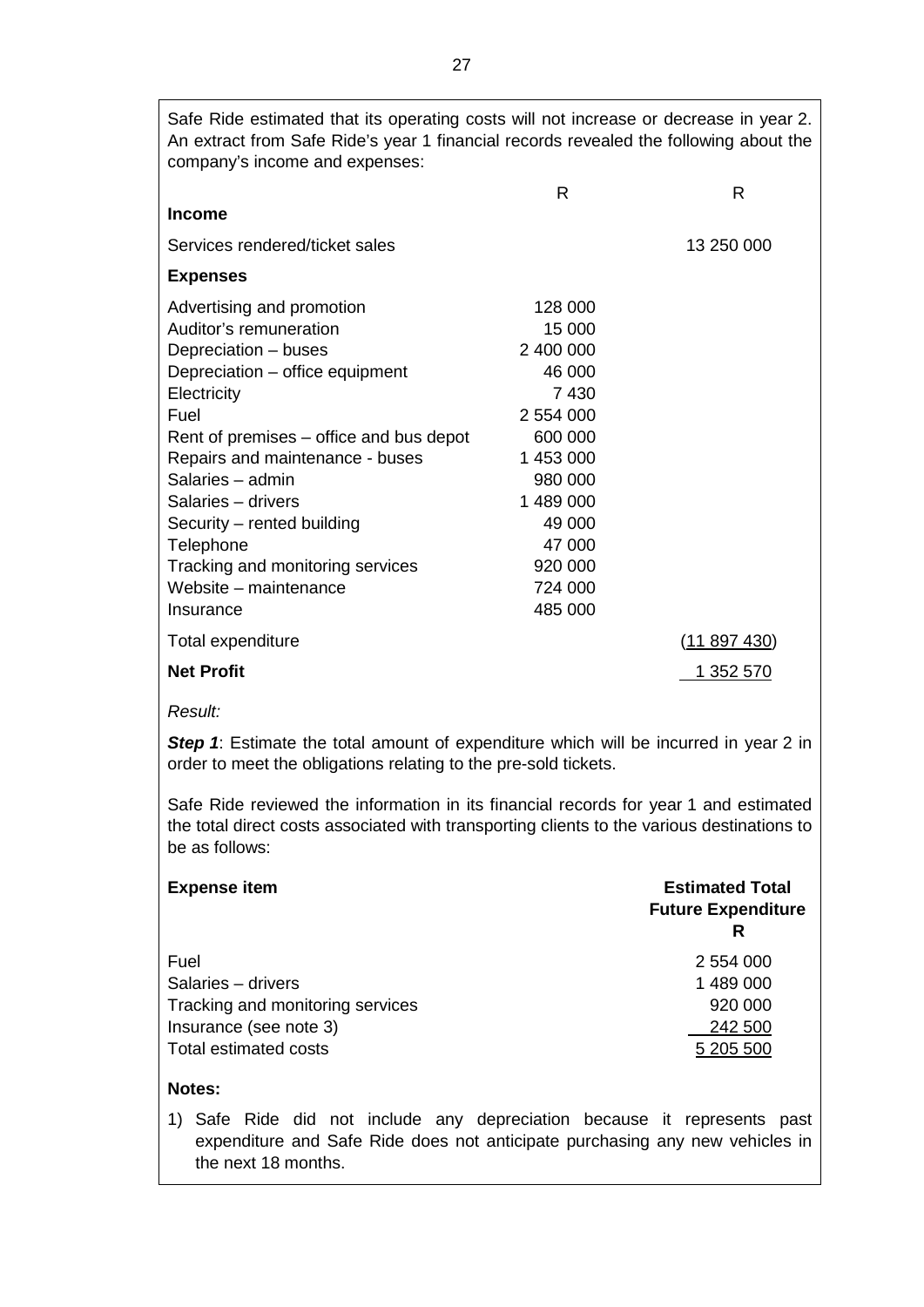Safe Ride estimated that its operating costs will not increase or decrease in year 2. An extract from Safe Ride's year 1 financial records revealed the following about the company's income and expenses:

| | R | R |
|---|---|---|
| **Income** | | |
| Services rendered/ticket sales | | 13 250 000 |
| **Expenses** | | |
| Advertising and promotion | 128 000 | |
| Auditor's remuneration | 15 000 | |
| Depreciation – buses | 2 400 000 | |
| Depreciation – office equipment | 46 000 | |
| Electricity | 7 430 | |
| Fuel | 2 554 000 | |
| Rent of premises – office and bus depot | 600 000 | |
| Repairs and maintenance - buses | 1 453 000 | |
| Salaries – admin | 980 000 | |
| Salaries – drivers | 1 489 000 | |
| Security – rented building | 49 000 | |
| Telephone | 47 000 | |
| Tracking and monitoring services | 920 000 | |
| Website – maintenance | 724 000 | |
| Insurance | 485 000 | |
| Total expenditure | | (11 897 430) |
| **Net Profit** | | 1 352 570 |

*Result:*

***Step 1***: Estimate the total amount of expenditure which will be incurred in year 2 in order to meet the obligations relating to the pre-sold tickets.

Safe Ride reviewed the information in its financial records for year 1 and estimated the total direct costs associated with transporting clients to the various destinations to be as follows:

| **Expense item** | **Estimated Total Future Expenditure R** |
|---|---|
| Fuel | 2 554 000 |
| Salaries – drivers | 1 489 000 |
| Tracking and monitoring services | 920 000 |
| Insurance (see note 3) | 242 500 |
| Total estimated costs | 5 205 500 |

**Notes:**

1) Safe Ride did not include any depreciation because it represents past expenditure and Safe Ride does not anticipate purchasing any new vehicles in the next 18 months.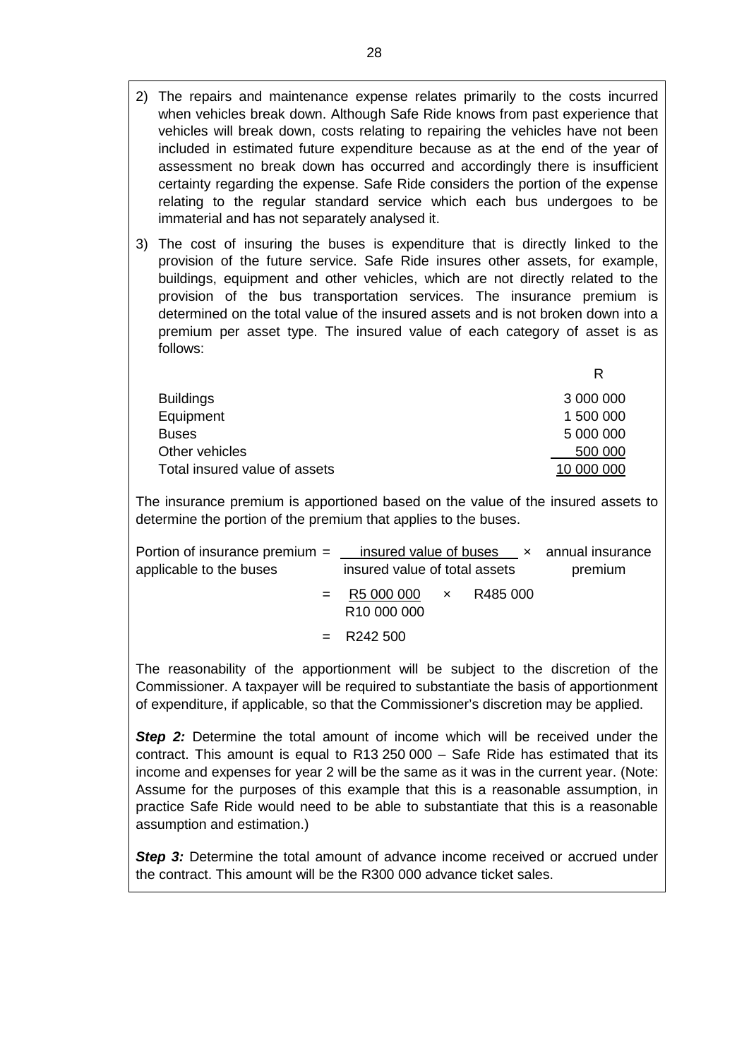2) The repairs and maintenance expense relates primarily to the costs incurred when vehicles break down. Although Safe Ride knows from past experience that vehicles will break down, costs relating to repairing the vehicles have not been included in estimated future expenditure because as at the end of the year of assessment no break down has occurred and accordingly there is insufficient certainty regarding the expense. Safe Ride considers the portion of the expense relating to the regular standard service which each bus undergoes to be immaterial and has not separately analysed it.

3) The cost of insuring the buses is expenditure that is directly linked to the provision of the future service. Safe Ride insures other assets, for example, buildings, equipment and other vehicles, which are not directly related to the provision of the bus transportation services. The insurance premium is determined on the total value of the insured assets and is not broken down into a premium per asset type. The insured value of each category of asset is as follows:

| | R |
|---|---:|
| Buildings | 3 000 000 |
| Equipment | 1 500 000 |
| Buses | 5 000 000 |
| Other vehicles | 500 000 |
| Total insured value of assets | 10 000 000 |

The insurance premium is apportioned based on the value of the insured assets to determine the portion of the premium that applies to the buses.

$$\text{Portion of insurance premium applicable to the buses} = \frac{\text{insured value of buses}}{\text{insured value of total assets}} \times \text{annual insurance premium}$$

$$= \frac{\text{R5 000 000}}{\text{R10 000 000}} \times \text{R485 000}$$

$$= \text{R242 500}$$

The reasonability of the apportionment will be subject to the discretion of the Commissioner. A taxpayer will be required to substantiate the basis of apportionment of expenditure, if applicable, so that the Commissioner's discretion may be applied.

***Step 2:*** Determine the total amount of income which will be received under the contract. This amount is equal to R13 250 000 – Safe Ride has estimated that its income and expenses for year 2 will be the same as it was in the current year. (Note: Assume for the purposes of this example that this is a reasonable assumption, in practice Safe Ride would need to be able to substantiate that this is a reasonable assumption and estimation.)

***Step 3:*** Determine the total amount of advance income received or accrued under the contract. This amount will be the R300 000 advance ticket sales.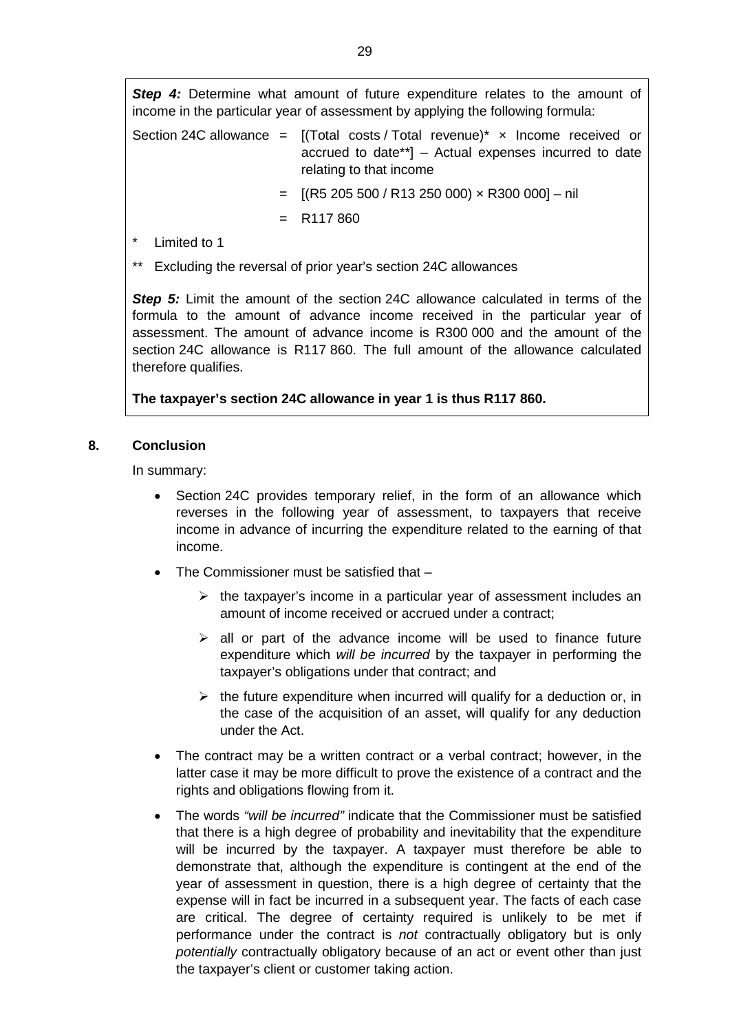***Step 4:*** Determine what amount of future expenditure relates to the amount of income in the particular year of assessment by applying the following formula:

Section 24C allowance = [(Total costs / Total revenue)* × Income received or accrued to date**] – Actual expenses incurred to date relating to that income

= [(R5 205 500 / R13 250 000) × R300 000] – nil

= R117 860

\* Limited to 1

** Excluding the reversal of prior year's section 24C allowances

***Step 5:*** Limit the amount of the section 24C allowance calculated in terms of the formula to the amount of advance income received in the particular year of assessment. The amount of advance income is R300 000 and the amount of the section 24C allowance is R117 860. The full amount of the allowance calculated therefore qualifies.

**The taxpayer's section 24C allowance in year 1 is thus R117 860.**

## 8. Conclusion

In summary:

- Section 24C provides temporary relief, in the form of an allowance which reverses in the following year of assessment, to taxpayers that receive income in advance of incurring the expenditure related to the earning of that income.
- The Commissioner must be satisfied that –
  - the taxpayer's income in a particular year of assessment includes an amount of income received or accrued under a contract;
  - all or part of the advance income will be used to finance future expenditure which *will be incurred* by the taxpayer in performing the taxpayer's obligations under that contract; and
  - the future expenditure when incurred will qualify for a deduction or, in the case of the acquisition of an asset, will qualify for any deduction under the Act.
- The contract may be a written contract or a verbal contract; however, in the latter case it may be more difficult to prove the existence of a contract and the rights and obligations flowing from it.
- The words *"will be incurred"* indicate that the Commissioner must be satisfied that there is a high degree of probability and inevitability that the expenditure will be incurred by the taxpayer. A taxpayer must therefore be able to demonstrate that, although the expenditure is contingent at the end of the year of assessment in question, there is a high degree of certainty that the expense will in fact be incurred in a subsequent year. The facts of each case are critical. The degree of certainty required is unlikely to be met if performance under the contract is *not* contractually obligatory but is only *potentially* contractually obligatory because of an act or event other than just the taxpayer's client or customer taking action.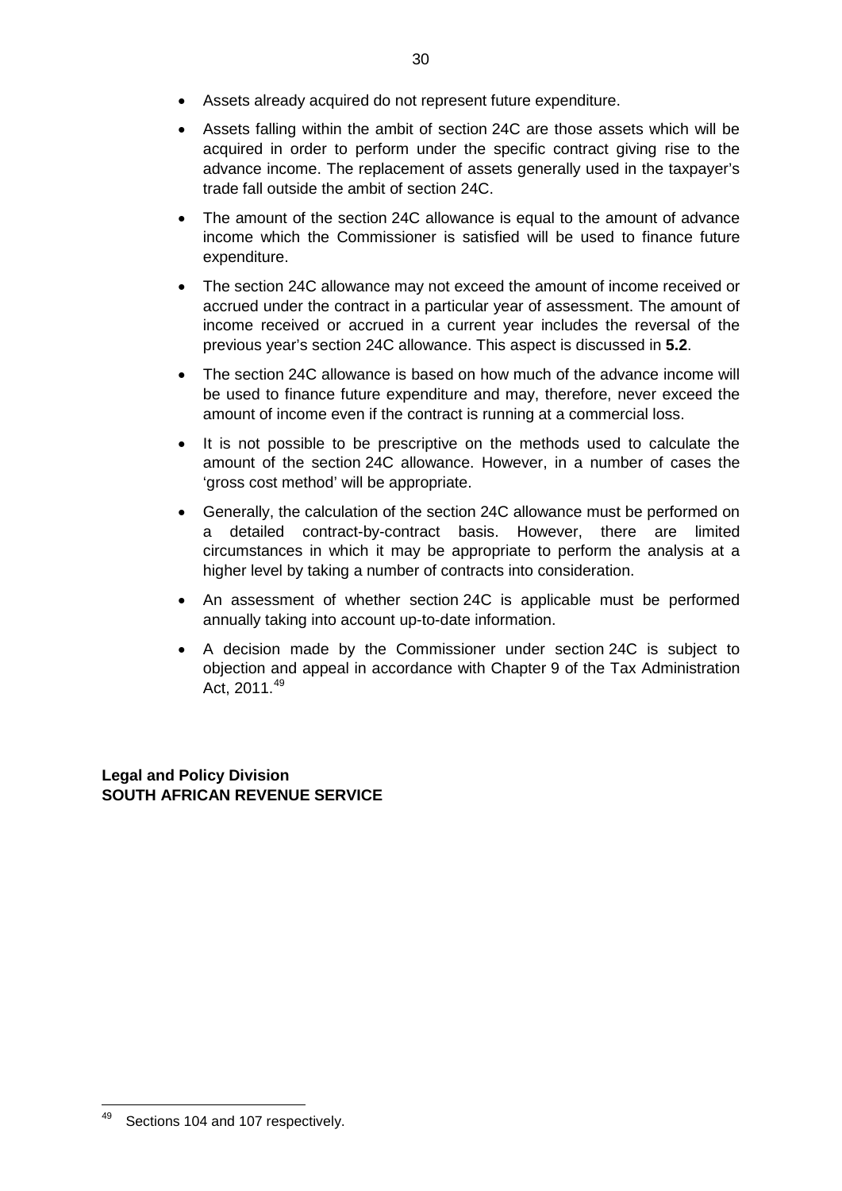- Assets already acquired do not represent future expenditure.
- Assets falling within the ambit of section 24C are those assets which will be acquired in order to perform under the specific contract giving rise to the advance income. The replacement of assets generally used in the taxpayer's trade fall outside the ambit of section 24C.
- The amount of the section 24C allowance is equal to the amount of advance income which the Commissioner is satisfied will be used to finance future expenditure.
- The section 24C allowance may not exceed the amount of income received or accrued under the contract in a particular year of assessment. The amount of income received or accrued in a current year includes the reversal of the previous year's section 24C allowance. This aspect is discussed in **5.2**.
- The section 24C allowance is based on how much of the advance income will be used to finance future expenditure and may, therefore, never exceed the amount of income even if the contract is running at a commercial loss.
- It is not possible to be prescriptive on the methods used to calculate the amount of the section 24C allowance. However, in a number of cases the 'gross cost method' will be appropriate.
- Generally, the calculation of the section 24C allowance must be performed on a detailed contract-by-contract basis. However, there are limited circumstances in which it may be appropriate to perform the analysis at a higher level by taking a number of contracts into consideration.
- An assessment of whether section 24C is applicable must be performed annually taking into account up-to-date information.
- A decision made by the Commissioner under section 24C is subject to objection and appeal in accordance with Chapter 9 of the Tax Administration Act, 2011.[49]

**Legal and Policy Division**
**SOUTH AFRICAN REVENUE SERVICE**

[49] Sections 104 and 107 respectively.